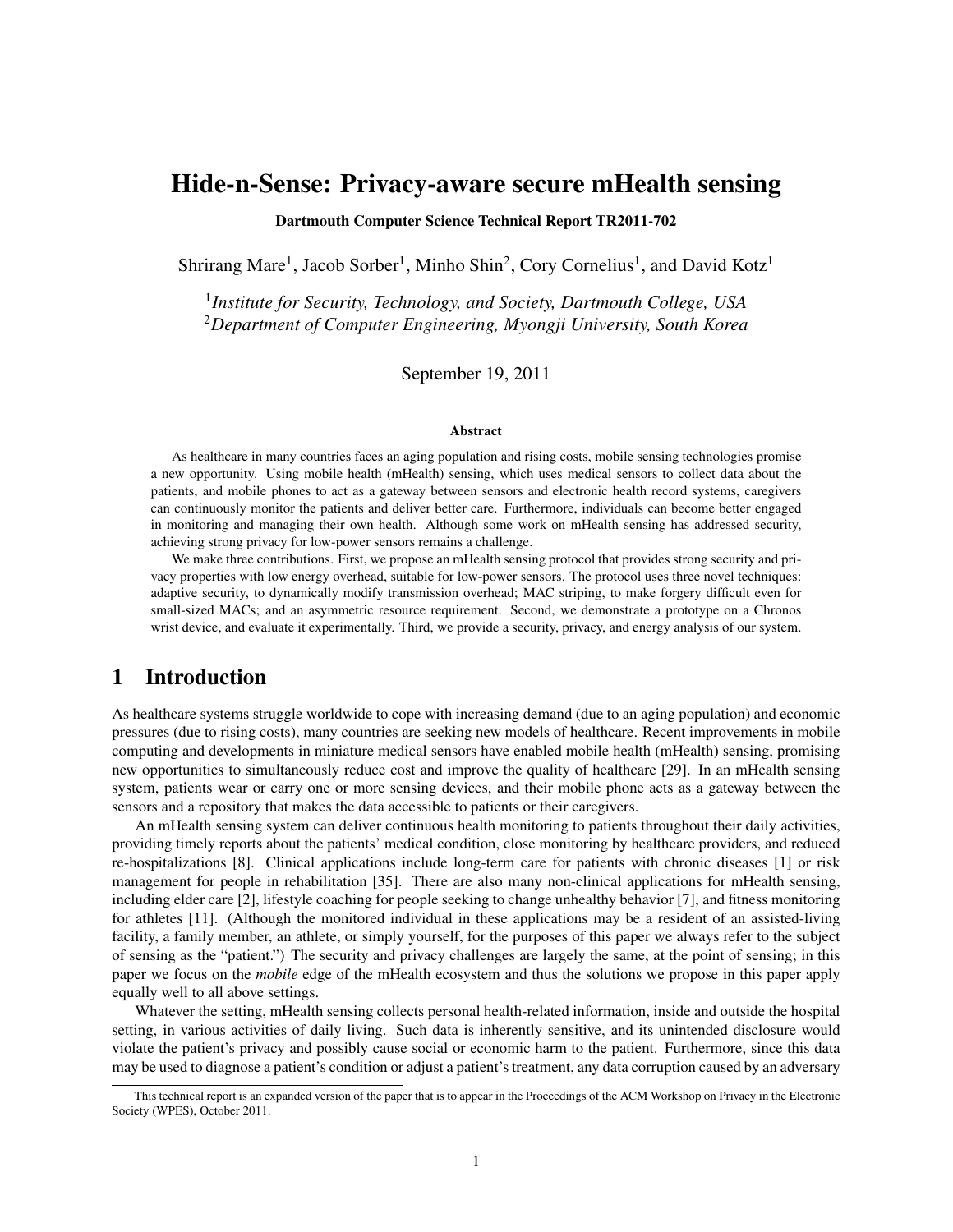# Hide-n-Sense: Privacy-aware secure mHealth sensing

**Dartmouth Computer Science Technical Report TR2011-702**

Shrirang Mare[1], Jacob Sorber[1], Minho Shin[2], Cory Cornelius[1], and David Kotz[1]

[1] *Institute for Security, Technology, and Society, Dartmouth College, USA*
[2] *Department of Computer Engineering, Myongji University, South Korea*

September 19, 2011

### Abstract

As healthcare in many countries faces an aging population and rising costs, mobile sensing technologies promise a new opportunity. Using mobile health (mHealth) sensing, which uses medical sensors to collect data about the patients, and mobile phones to act as a gateway between sensors and electronic health record systems, caregivers can continuously monitor the patients and deliver better care. Furthermore, individuals can become better engaged in monitoring and managing their own health. Although some work on mHealth sensing has addressed security, achieving strong privacy for low-power sensors remains a challenge.

We make three contributions. First, we propose an mHealth sensing protocol that provides strong security and privacy properties with low energy overhead, suitable for low-power sensors. The protocol uses three novel techniques: adaptive security, to dynamically modify transmission overhead; MAC striping, to make forgery difficult even for small-sized MACs; and an asymmetric resource requirement. Second, we demonstrate a prototype on a Chronos wrist device, and evaluate it experimentally. Third, we provide a security, privacy, and energy analysis of our system.

## 1 Introduction

As healthcare systems struggle worldwide to cope with increasing demand (due to an aging population) and economic pressures (due to rising costs), many countries are seeking new models of healthcare. Recent improvements in mobile computing and developments in miniature medical sensors have enabled mobile health (mHealth) sensing, promising new opportunities to simultaneously reduce cost and improve the quality of healthcare [29]. In an mHealth sensing system, patients wear or carry one or more sensing devices, and their mobile phone acts as a gateway between the sensors and a repository that makes the data accessible to patients or their caregivers.

An mHealth sensing system can deliver continuous health monitoring to patients throughout their daily activities, providing timely reports about the patients' medical condition, close monitoring by healthcare providers, and reduced re-hospitalizations [8]. Clinical applications include long-term care for patients with chronic diseases [1] or risk management for people in rehabilitation [35]. There are also many non-clinical applications for mHealth sensing, including elder care [2], lifestyle coaching for people seeking to change unhealthy behavior [7], and fitness monitoring for athletes [11]. (Although the monitored individual in these applications may be a resident of an assisted-living facility, a family member, an athlete, or simply yourself, for the purposes of this paper we always refer to the subject of sensing as the "patient.") The security and privacy challenges are largely the same, at the point of sensing; in this paper we focus on the *mobile* edge of the mHealth ecosystem and thus the solutions we propose in this paper apply equally well to all above settings.

Whatever the setting, mHealth sensing collects personal health-related information, inside and outside the hospital setting, in various activities of daily living. Such data is inherently sensitive, and its unintended disclosure would violate the patient's privacy and possibly cause social or economic harm to the patient. Furthermore, since this data may be used to diagnose a patient's condition or adjust a patient's treatment, any data corruption caused by an adversary

This technical report is an expanded version of the paper that is to appear in the Proceedings of the ACM Workshop on Privacy in the Electronic Society (WPES), October 2011.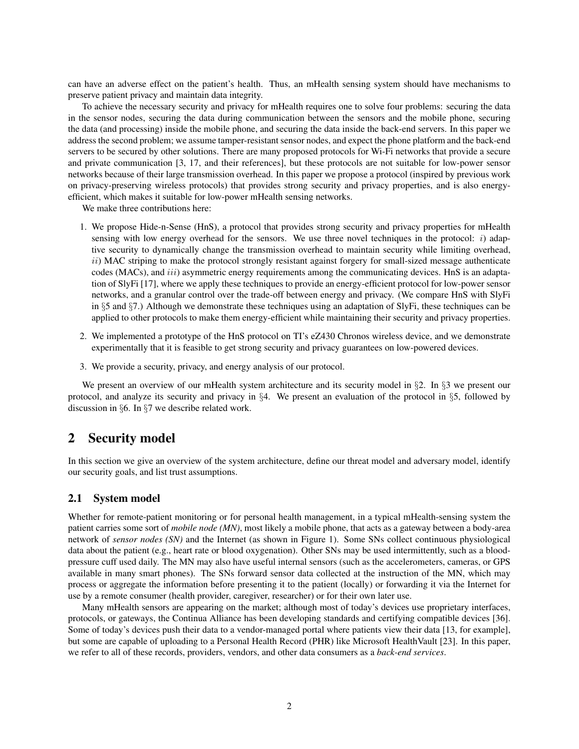can have an adverse effect on the patient's health. Thus, an mHealth sensing system should have mechanisms to preserve patient privacy and maintain data integrity.

To achieve the necessary security and privacy for mHealth requires one to solve four problems: securing the data in the sensor nodes, securing the data during communication between the sensors and the mobile phone, securing the data (and processing) inside the mobile phone, and securing the data inside the back-end servers. In this paper we address the second problem; we assume tamper-resistant sensor nodes, and expect the phone platform and the back-end servers to be secured by other solutions. There are many proposed protocols for Wi-Fi networks that provide a secure and private communication [3, 17, and their references], but these protocols are not suitable for low-power sensor networks because of their large transmission overhead. In this paper we propose a protocol (inspired by previous work on privacy-preserving wireless protocols) that provides strong security and privacy properties, and is also energy-efficient, which makes it suitable for low-power mHealth sensing networks.

We make three contributions here:

1. We propose Hide-n-Sense (HnS), a protocol that provides strong security and privacy properties for mHealth sensing with low energy overhead for the sensors. We use three novel techniques in the protocol: $i$) adaptive security to dynamically change the transmission overhead to maintain security while limiting overhead, $ii$) MAC striping to make the protocol strongly resistant against forgery for small-sized message authenticate codes (MACs), and $iii$) asymmetric energy requirements among the communicating devices. HnS is an adaptation of SlyFi [17], where we apply these techniques to provide an energy-efficient protocol for low-power sensor networks, and a granular control over the trade-off between energy and privacy. (We compare HnS with SlyFi in §5 and §7.) Although we demonstrate these techniques using an adaptation of SlyFi, these techniques can be applied to other protocols to make them energy-efficient while maintaining their security and privacy properties.
2. We implemented a prototype of the HnS protocol on TI's eZ430 Chronos wireless device, and we demonstrate experimentally that it is feasible to get strong security and privacy guarantees on low-powered devices.
3. We provide a security, privacy, and energy analysis of our protocol.

We present an overview of our mHealth system architecture and its security model in §2. In §3 we present our protocol, and analyze its security and privacy in §4. We present an evaluation of the protocol in §5, followed by discussion in §6. In §7 we describe related work.

## 2 Security model

In this section we give an overview of the system architecture, define our threat model and adversary model, identify our security goals, and list trust assumptions.

### 2.1 System model

Whether for remote-patient monitoring or for personal health management, in a typical mHealth-sensing system the patient carries some sort of *mobile node (MN)*, most likely a mobile phone, that acts as a gateway between a body-area network of *sensor nodes (SN)* and the Internet (as shown in Figure 1). Some SNs collect continuous physiological data about the patient (e.g., heart rate or blood oxygenation). Other SNs may be used intermittently, such as a blood-pressure cuff used daily. The MN may also have useful internal sensors (such as the accelerometers, cameras, or GPS available in many smart phones). The SNs forward sensor data collected at the instruction of the MN, which may process or aggregate the information before presenting it to the patient (locally) or forwarding it via the Internet for use by a remote consumer (health provider, caregiver, researcher) or for their own later use.

Many mHealth sensors are appearing on the market; although most of today's devices use proprietary interfaces, protocols, or gateways, the Continua Alliance has been developing standards and certifying compatible devices [36]. Some of today's devices push their data to a vendor-managed portal where patients view their data [13, for example], but some are capable of uploading to a Personal Health Record (PHR) like Microsoft HealthVault [23]. In this paper, we refer to all of these records, providers, vendors, and other data consumers as a *back-end services*.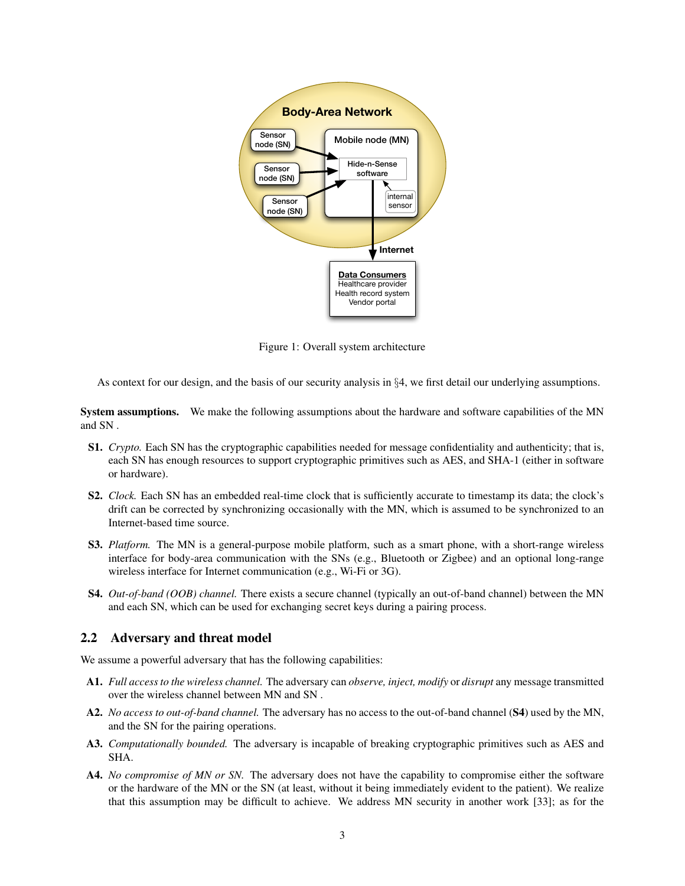Figure 1: Overall system architecture

As context for our design, and the basis of our security analysis in §4, we first detail our underlying assumptions.

**System assumptions.** We make the following assumptions about the hardware and software capabilities of the MN and SN .

- **S1.** *Crypto.* Each SN has the cryptographic capabilities needed for message confidentiality and authenticity; that is, each SN has enough resources to support cryptographic primitives such as AES, and SHA-1 (either in software or hardware).
- **S2.** *Clock.* Each SN has an embedded real-time clock that is sufficiently accurate to timestamp its data; the clock's drift can be corrected by synchronizing occasionally with the MN, which is assumed to be synchronized to an Internet-based time source.
- **S3.** *Platform.* The MN is a general-purpose mobile platform, such as a smart phone, with a short-range wireless interface for body-area communication with the SNs (e.g., Bluetooth or Zigbee) and an optional long-range wireless interface for Internet communication (e.g., Wi-Fi or 3G).
- **S4.** *Out-of-band (OOB) channel.* There exists a secure channel (typically an out-of-band channel) between the MN and each SN, which can be used for exchanging secret keys during a pairing process.

## 2.2 Adversary and threat model

We assume a powerful adversary that has the following capabilities:

- **A1.** *Full access to the wireless channel.* The adversary can *observe, inject, modify* or *disrupt* any message transmitted over the wireless channel between MN and SN .
- **A2.** *No access to out-of-band channel.* The adversary has no access to the out-of-band channel (**S4**) used by the MN, and the SN for the pairing operations.
- **A3.** *Computationally bounded.* The adversary is incapable of breaking cryptographic primitives such as AES and SHA.
- **A4.** *No compromise of MN or SN.* The adversary does not have the capability to compromise either the software or the hardware of the MN or the SN (at least, without it being immediately evident to the patient). We realize that this assumption may be difficult to achieve. We address MN security in another work [33]; as for the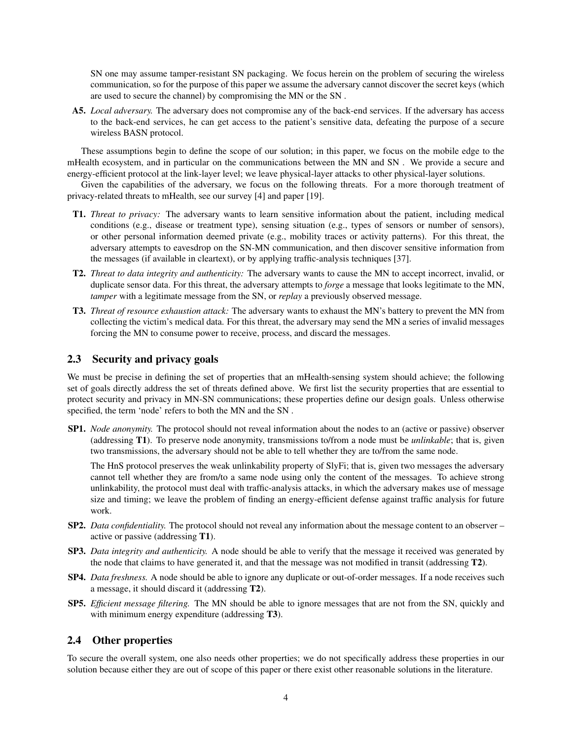SN one may assume tamper-resistant SN packaging. We focus herein on the problem of securing the wireless communication, so for the purpose of this paper we assume the adversary cannot discover the secret keys (which are used to secure the channel) by compromising the MN or the SN .

**A5.** *Local adversary.* The adversary does not compromise any of the back-end services. If the adversary has access to the back-end services, he can get access to the patient's sensitive data, defeating the purpose of a secure wireless BASN protocol.

These assumptions begin to define the scope of our solution; in this paper, we focus on the mobile edge to the mHealth ecosystem, and in particular on the communications between the MN and SN . We provide a secure and energy-efficient protocol at the link-layer level; we leave physical-layer attacks to other physical-layer solutions.

Given the capabilities of the adversary, we focus on the following threats. For a more thorough treatment of privacy-related threats to mHealth, see our survey [4] and paper [19].

**T1.** *Threat to privacy:* The adversary wants to learn sensitive information about the patient, including medical conditions (e.g., disease or treatment type), sensing situation (e.g., types of sensors or number of sensors), or other personal information deemed private (e.g., mobility traces or activity patterns). For this threat, the adversary attempts to eavesdrop on the SN-MN communication, and then discover sensitive information from the messages (if available in cleartext), or by applying traffic-analysis techniques [37].

**T2.** *Threat to data integrity and authenticity:* The adversary wants to cause the MN to accept incorrect, invalid, or duplicate sensor data. For this threat, the adversary attempts to *forge* a message that looks legitimate to the MN, *tamper* with a legitimate message from the SN, or *replay* a previously observed message.

**T3.** *Threat of resource exhaustion attack:* The adversary wants to exhaust the MN's battery to prevent the MN from collecting the victim's medical data. For this threat, the adversary may send the MN a series of invalid messages forcing the MN to consume power to receive, process, and discard the messages.

## 2.3 Security and privacy goals

We must be precise in defining the set of properties that an mHealth-sensing system should achieve; the following set of goals directly address the set of threats defined above. We first list the security properties that are essential to protect security and privacy in MN-SN communications; these properties define our design goals. Unless otherwise specified, the term 'node' refers to both the MN and the SN .

**SP1.** *Node anonymity.* The protocol should not reveal information about the nodes to an (active or passive) observer (addressing **T1**). To preserve node anonymity, transmissions to/from a node must be *unlinkable*; that is, given two transmissions, the adversary should not be able to tell whether they are to/from the same node.

The HnS protocol preserves the weak unlinkability property of SlyFi; that is, given two messages the adversary cannot tell whether they are from/to a same node using only the content of the messages. To achieve strong unlinkability, the protocol must deal with traffic-analysis attacks, in which the adversary makes use of message size and timing; we leave the problem of finding an energy-efficient defense against traffic analysis for future work.

**SP2.** *Data confidentiality.* The protocol should not reveal any information about the message content to an observer – active or passive (addressing **T1**).

**SP3.** *Data integrity and authenticity.* A node should be able to verify that the message it received was generated by the node that claims to have generated it, and that the message was not modified in transit (addressing **T2**).

**SP4.** *Data freshness.* A node should be able to ignore any duplicate or out-of-order messages. If a node receives such a message, it should discard it (addressing **T2**).

**SP5.** *Efficient message filtering.* The MN should be able to ignore messages that are not from the SN, quickly and with minimum energy expenditure (addressing **T3**).

## 2.4 Other properties

To secure the overall system, one also needs other properties; we do not specifically address these properties in our solution because either they are out of scope of this paper or there exist other reasonable solutions in the literature.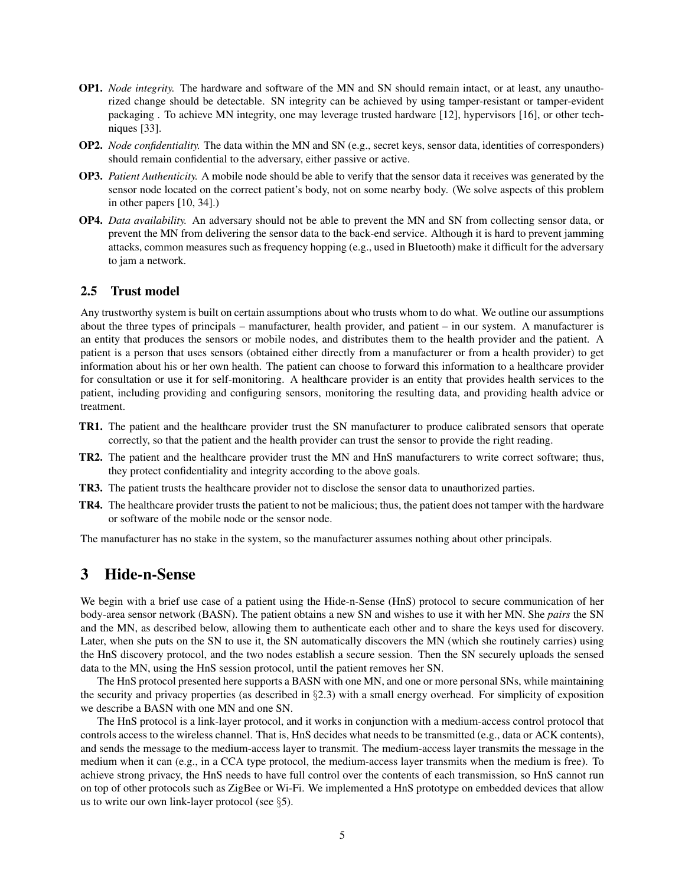**OP1.** *Node integrity.* The hardware and software of the MN and SN should remain intact, or at least, any unauthorized change should be detectable. SN integrity can be achieved by using tamper-resistant or tamper-evident packaging . To achieve MN integrity, one may leverage trusted hardware [12], hypervisors [16], or other techniques [33].

**OP2.** *Node confidentiality.* The data within the MN and SN (e.g., secret keys, sensor data, identities of corresponders) should remain confidential to the adversary, either passive or active.

**OP3.** *Patient Authenticity.* A mobile node should be able to verify that the sensor data it receives was generated by the sensor node located on the correct patient's body, not on some nearby body. (We solve aspects of this problem in other papers [10, 34].)

**OP4.** *Data availability.* An adversary should not be able to prevent the MN and SN from collecting sensor data, or prevent the MN from delivering the sensor data to the back-end service. Although it is hard to prevent jamming attacks, common measures such as frequency hopping (e.g., used in Bluetooth) make it difficult for the adversary to jam a network.

## 2.5 Trust model

Any trustworthy system is built on certain assumptions about who trusts whom to do what. We outline our assumptions about the three types of principals – manufacturer, health provider, and patient – in our system. A manufacturer is an entity that produces the sensors or mobile nodes, and distributes them to the health provider and the patient. A patient is a person that uses sensors (obtained either directly from a manufacturer or from a health provider) to get information about his or her own health. The patient can choose to forward this information to a healthcare provider for consultation or use it for self-monitoring. A healthcare provider is an entity that provides health services to the patient, including providing and configuring sensors, monitoring the resulting data, and providing health advice or treatment.

**TR1.** The patient and the healthcare provider trust the SN manufacturer to produce calibrated sensors that operate correctly, so that the patient and the health provider can trust the sensor to provide the right reading.

**TR2.** The patient and the healthcare provider trust the MN and HnS manufacturers to write correct software; thus, they protect confidentiality and integrity according to the above goals.

**TR3.** The patient trusts the healthcare provider not to disclose the sensor data to unauthorized parties.

**TR4.** The healthcare provider trusts the patient to not be malicious; thus, the patient does not tamper with the hardware or software of the mobile node or the sensor node.

The manufacturer has no stake in the system, so the manufacturer assumes nothing about other principals.

# 3 Hide-n-Sense

We begin with a brief use case of a patient using the Hide-n-Sense (HnS) protocol to secure communication of her body-area sensor network (BASN). The patient obtains a new SN and wishes to use it with her MN. She *pairs* the SN and the MN, as described below, allowing them to authenticate each other and to share the keys used for discovery. Later, when she puts on the SN to use it, the SN automatically discovers the MN (which she routinely carries) using the HnS discovery protocol, and the two nodes establish a secure session. Then the SN securely uploads the sensed data to the MN, using the HnS session protocol, until the patient removes her SN.

The HnS protocol presented here supports a BASN with one MN, and one or more personal SNs, while maintaining the security and privacy properties (as described in §2.3) with a small energy overhead. For simplicity of exposition we describe a BASN with one MN and one SN.

The HnS protocol is a link-layer protocol, and it works in conjunction with a medium-access control protocol that controls access to the wireless channel. That is, HnS decides what needs to be transmitted (e.g., data or ACK contents), and sends the message to the medium-access layer to transmit. The medium-access layer transmits the message in the medium when it can (e.g., in a CCA type protocol, the medium-access layer transmits when the medium is free). To achieve strong privacy, the HnS needs to have full control over the contents of each transmission, so HnS cannot run on top of other protocols such as ZigBee or Wi-Fi. We implemented a HnS prototype on embedded devices that allow us to write our own link-layer protocol (see §5).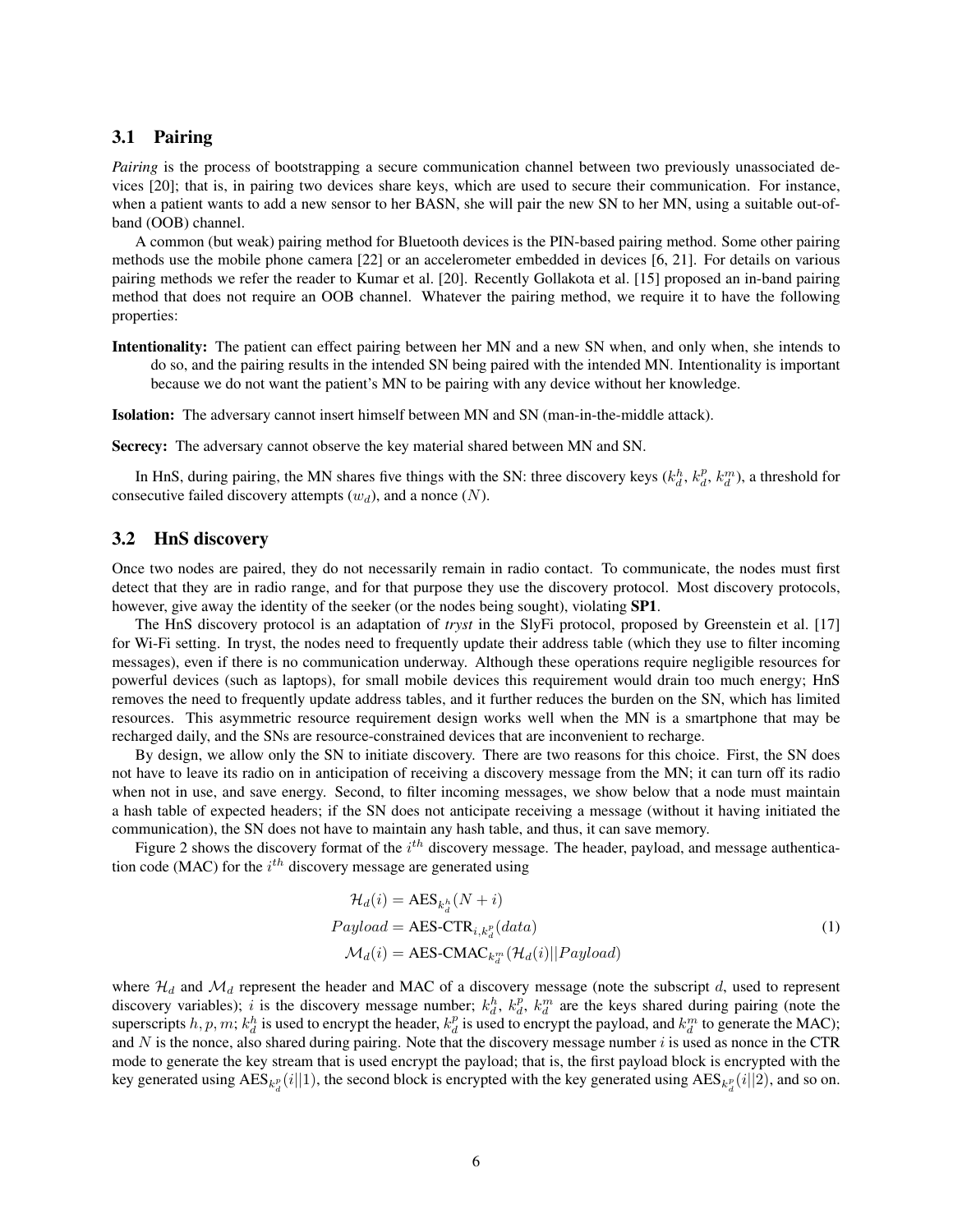### 3.1 Pairing

*Pairing* is the process of bootstrapping a secure communication channel between two previously unassociated devices [20]; that is, in pairing two devices share keys, which are used to secure their communication. For instance, when a patient wants to add a new sensor to her BASN, she will pair the new SN to her MN, using a suitable out-of-band (OOB) channel.

A common (but weak) pairing method for Bluetooth devices is the PIN-based pairing method. Some other pairing methods use the mobile phone camera [22] or an accelerometer embedded in devices [6, 21]. For details on various pairing methods we refer the reader to Kumar et al. [20]. Recently Gollakota et al. [15] proposed an in-band pairing method that does not require an OOB channel. Whatever the pairing method, we require it to have the following properties:

**Intentionality:** The patient can effect pairing between her MN and a new SN when, and only when, she intends to do so, and the pairing results in the intended SN being paired with the intended MN. Intentionality is important because we do not want the patient's MN to be pairing with any device without her knowledge.

**Isolation:** The adversary cannot insert himself between MN and SN (man-in-the-middle attack).

**Secrecy:** The adversary cannot observe the key material shared between MN and SN.

In HnS, during pairing, the MN shares five things with the SN: three discovery keys ($k_d^h$, $k_d^p$, $k_d^m$), a threshold for consecutive failed discovery attempts ($w_d$), and a nonce ($N$).

### 3.2 HnS discovery

Once two nodes are paired, they do not necessarily remain in radio contact. To communicate, the nodes must first detect that they are in radio range, and for that purpose they use the discovery protocol. Most discovery protocols, however, give away the identity of the seeker (or the nodes being sought), violating **SP1**.

The HnS discovery protocol is an adaptation of *tryst* in the SlyFi protocol, proposed by Greenstein et al. [17] for Wi-Fi setting. In tryst, the nodes need to frequently update their address table (which they use to filter incoming messages), even if there is no communication underway. Although these operations require negligible resources for powerful devices (such as laptops), for small mobile devices this requirement would drain too much energy; HnS removes the need to frequently update address tables, and it further reduces the burden on the SN, which has limited resources. This asymmetric resource requirement design works well when the MN is a smartphone that may be recharged daily, and the SNs are resource-constrained devices that are inconvenient to recharge.

By design, we allow only the SN to initiate discovery. There are two reasons for this choice. First, the SN does not have to leave its radio on in anticipation of receiving a discovery message from the MN; it can turn off its radio when not in use, and save energy. Second, to filter incoming messages, we show below that a node must maintain a hash table of expected headers; if the SN does not anticipate receiving a message (without it having initiated the communication), the SN does not have to maintain any hash table, and thus, it can save memory.

Figure 2 shows the discovery format of the $i^{th}$ discovery message. The header, payload, and message authentication code (MAC) for the $i^{th}$ discovery message are generated using

$$
\begin{aligned}
\mathcal{H}_d(i) &= \text{AES}_{k_d^h}(N+i) \\
Payload &= \text{AES-CTR}_{i,k_d^p}(data) \\
\mathcal{M}_d(i) &= \text{AES-CMAC}_{k_d^m}(\mathcal{H}_d(i)||Payload)
\end{aligned}
\tag{1}
$$

where $\mathcal{H}_d$ and $\mathcal{M}_d$ represent the header and MAC of a discovery message (note the subscript $d$, used to represent discovery variables); $i$ is the discovery message number; $k_d^h$, $k_d^p$, $k_d^m$ are the keys shared during pairing (note the superscripts $h, p, m$; $k_d^h$ is used to encrypt the header, $k_d^p$ is used to encrypt the payload, and $k_d^m$ to generate the MAC); and $N$ is the nonce, also shared during pairing. Note that the discovery message number $i$ is used as nonce in the CTR mode to generate the key stream that is used encrypt the payload; that is, the first payload block is encrypted with the key generated using $\text{AES}_{k_d^p}(i||1)$, the second block is encrypted with the key generated using $\text{AES}_{k_d^p}(i||2)$, and so on.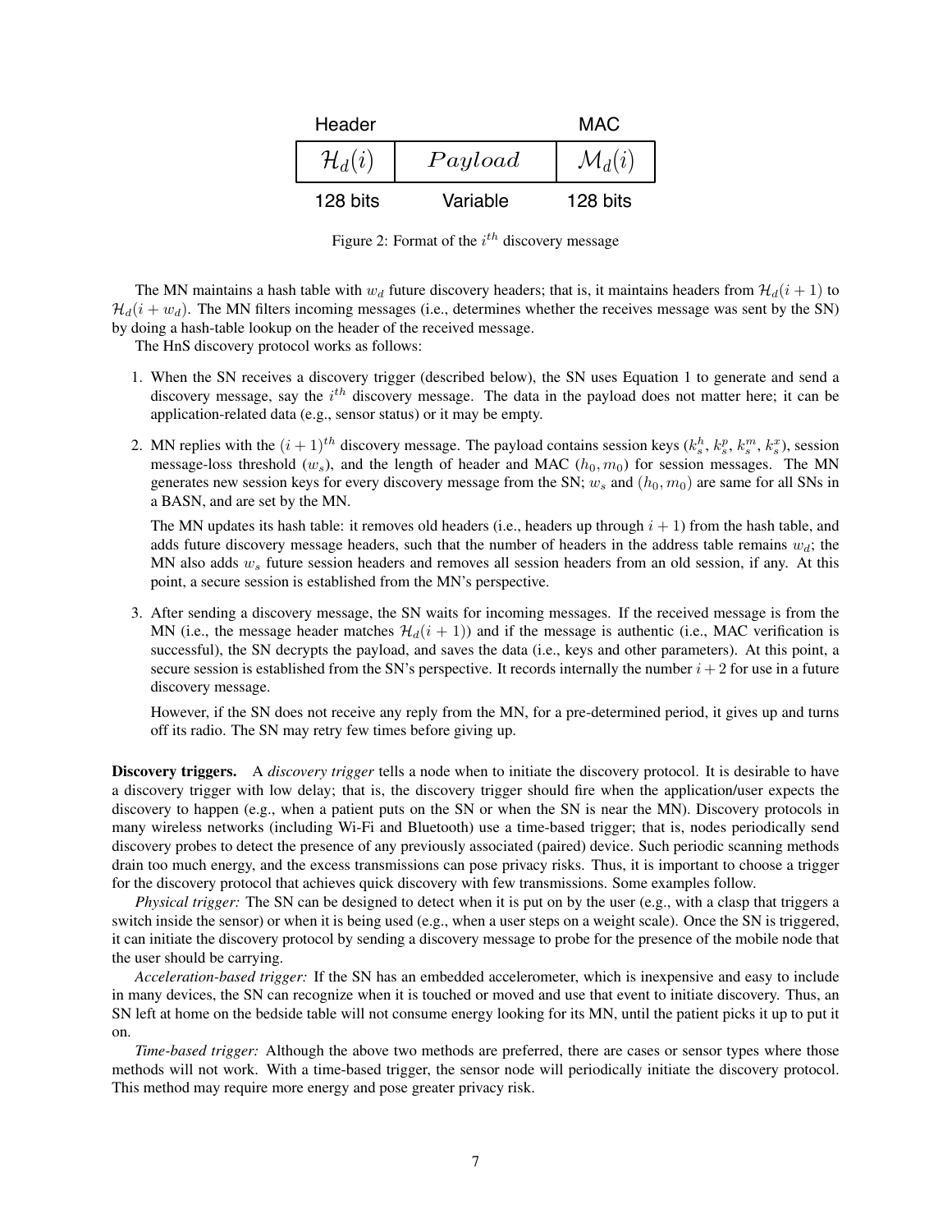| Header | | MAC |
|---|---|---|
| $\mathcal{H}_d(i)$ | $Payload$ | $\mathcal{M}_d(i)$ |
| 128 bits | Variable | 128 bits |

Figure 2: Format of the $i^{th}$ discovery message

The MN maintains a hash table with $w_d$ future discovery headers; that is, it maintains headers from $\mathcal{H}_d(i+1)$ to $\mathcal{H}_d(i+w_d)$. The MN filters incoming messages (i.e., determines whether the receives message was sent by the SN) by doing a hash-table lookup on the header of the received message.

The HnS discovery protocol works as follows:

1. When the SN receives a discovery trigger (described below), the SN uses Equation 1 to generate and send a discovery message, say the $i^{th}$ discovery message. The data in the payload does not matter here; it can be application-related data (e.g., sensor status) or it may be empty.

2. MN replies with the $(i+1)^{th}$ discovery message. The payload contains session keys ($k_s^h$, $k_s^p$, $k_s^m$, $k_s^x$), session message-loss threshold ($w_s$), and the length of header and MAC ($h_0, m_0$) for session messages. The MN generates new session keys for every discovery message from the SN; $w_s$ and $(h_0, m_0)$ are same for all SNs in a BASN, and are set by the MN.

   The MN updates its hash table: it removes old headers (i.e., headers up through $i+1$) from the hash table, and adds future discovery message headers, such that the number of headers in the address table remains $w_d$; the MN also adds $w_s$ future session headers and removes all session headers from an old session, if any. At this point, a secure session is established from the MN's perspective.

3. After sending a discovery message, the SN waits for incoming messages. If the received message is from the MN (i.e., the message header matches $\mathcal{H}_d(i+1)$) and if the message is authentic (i.e., MAC verification is successful), the SN decrypts the payload, and saves the data (i.e., keys and other parameters). At this point, a secure session is established from the SN's perspective. It records internally the number $i+2$ for use in a future discovery message.

   However, if the SN does not receive any reply from the MN, for a pre-determined period, it gives up and turns off its radio. The SN may retry few times before giving up.

**Discovery triggers.** A *discovery trigger* tells a node when to initiate the discovery protocol. It is desirable to have a discovery trigger with low delay; that is, the discovery trigger should fire when the application/user expects the discovery to happen (e.g., when a patient puts on the SN or when the SN is near the MN). Discovery protocols in many wireless networks (including Wi-Fi and Bluetooth) use a time-based trigger; that is, nodes periodically send discovery probes to detect the presence of any previously associated (paired) device. Such periodic scanning methods drain too much energy, and the excess transmissions can pose privacy risks. Thus, it is important to choose a trigger for the discovery protocol that achieves quick discovery with few transmissions. Some examples follow.

*Physical trigger:* The SN can be designed to detect when it is put on by the user (e.g., with a clasp that triggers a switch inside the sensor) or when it is being used (e.g., when a user steps on a weight scale). Once the SN is triggered, it can initiate the discovery protocol by sending a discovery message to probe for the presence of the mobile node that the user should be carrying.

*Acceleration-based trigger:* If the SN has an embedded accelerometer, which is inexpensive and easy to include in many devices, the SN can recognize when it is touched or moved and use that event to initiate discovery. Thus, an SN left at home on the bedside table will not consume energy looking for its MN, until the patient picks it up to put it on.

*Time-based trigger:* Although the above two methods are preferred, there are cases or sensor types where those methods will not work. With a time-based trigger, the sensor node will periodically initiate the discovery protocol. This method may require more energy and pose greater privacy risk.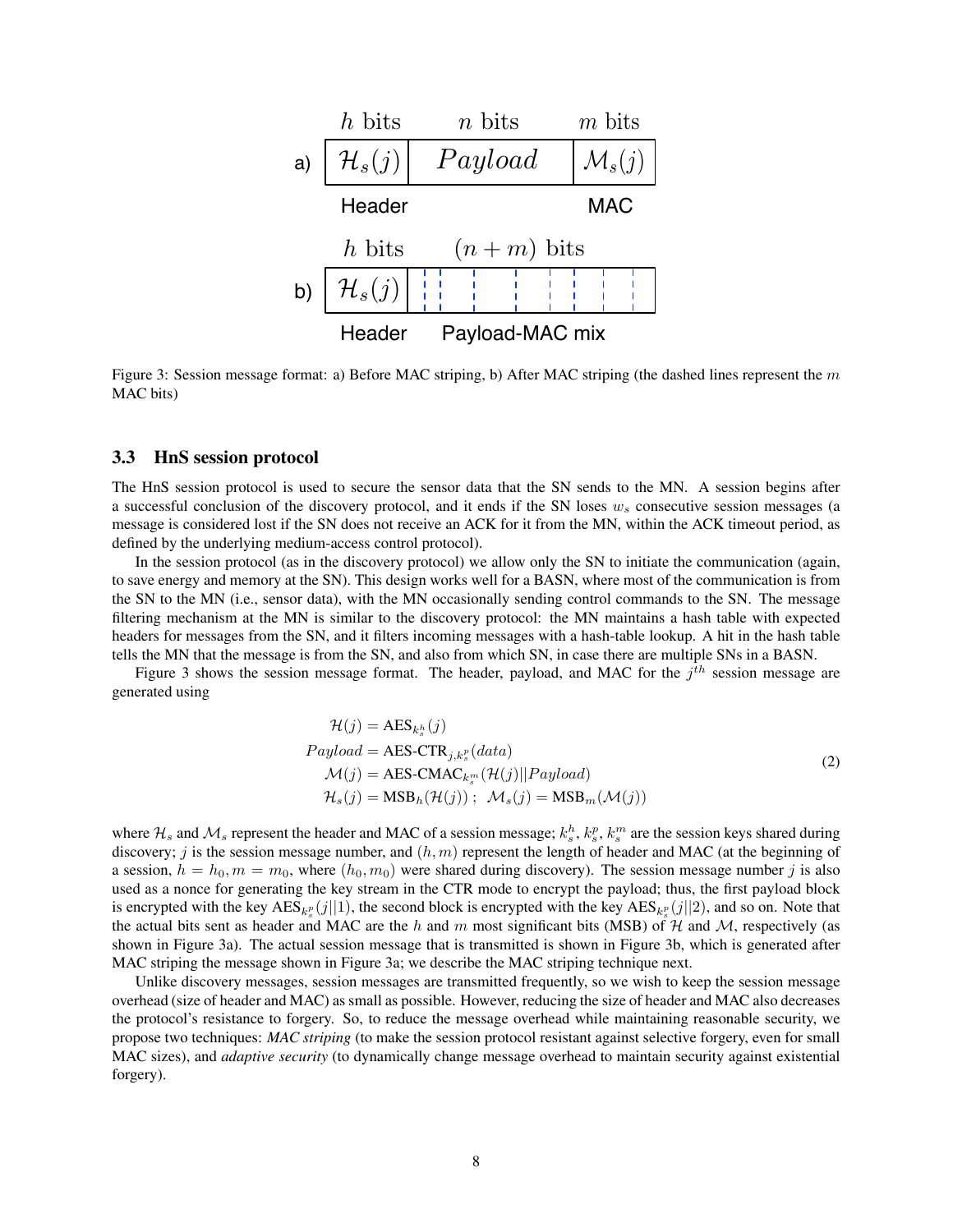Figure 3: Session message format: a) Before MAC striping, b) After MAC striping (the dashed lines represent the $m$ MAC bits)

### 3.3 HnS session protocol

The HnS session protocol is used to secure the sensor data that the SN sends to the MN. A session begins after a successful conclusion of the discovery protocol, and it ends if the SN loses $w_s$ consecutive session messages (a message is considered lost if the SN does not receive an ACK for it from the MN, within the ACK timeout period, as defined by the underlying medium-access control protocol).

In the session protocol (as in the discovery protocol) we allow only the SN to initiate the communication (again, to save energy and memory at the SN). This design works well for a BASN, where most of the communication is from the SN to the MN (i.e., sensor data), with the MN occasionally sending control commands to the SN. The message filtering mechanism at the MN is similar to the discovery protocol: the MN maintains a hash table with expected headers for messages from the SN, and it filters incoming messages with a hash-table lookup. A hit in the hash table tells the MN that the message is from the SN, and also from which SN, in case there are multiple SNs in a BASN.

Figure 3 shows the session message format. The header, payload, and MAC for the $j^{th}$ session message are generated using

$$
\begin{aligned}
\mathcal{H}(j) &= \text{AES}_{k_s^h}(j) \\
Payload &= \text{AES-CTR}_{j,k_s^p}(data) \\
\mathcal{M}(j) &= \text{AES-CMAC}_{k_s^m}(\mathcal{H}(j)||Payload) \\
\mathcal{H}_s(j) &= \text{MSB}_h(\mathcal{H}(j))\,;\;\; \mathcal{M}_s(j) = \text{MSB}_m(\mathcal{M}(j))
\end{aligned}
\tag{2}
$$

where $\mathcal{H}_s$ and $\mathcal{M}_s$ represent the header and MAC of a session message; $k_s^h$, $k_s^p$, $k_s^m$ are the session keys shared during discovery; $j$ is the session message number, and $(h, m)$ represent the length of header and MAC (at the beginning of a session, $h = h_0, m = m_0$, where $(h_0, m_0)$ were shared during discovery). The session message number $j$ is also used as a nonce for generating the key stream in the CTR mode to encrypt the payload; thus, the first payload block is encrypted with the key $\text{AES}_{k_s^p}(j||1)$, the second block is encrypted with the key $\text{AES}_{k_s^p}(j||2)$, and so on. Note that the actual bits sent as header and MAC are the $h$ and $m$ most significant bits (MSB) of $\mathcal{H}$ and $\mathcal{M}$, respectively (as shown in Figure 3a). The actual session message that is transmitted is shown in Figure 3b, which is generated after MAC striping the message shown in Figure 3a; we describe the MAC striping technique next.

Unlike discovery messages, session messages are transmitted frequently, so we wish to keep the session message overhead (size of header and MAC) as small as possible. However, reducing the size of header and MAC also decreases the protocol's resistance to forgery. So, to reduce the message overhead while maintaining reasonable security, we propose two techniques: *MAC striping* (to make the session protocol resistant against selective forgery, even for small MAC sizes), and *adaptive security* (to dynamically change message overhead to maintain security against existential forgery).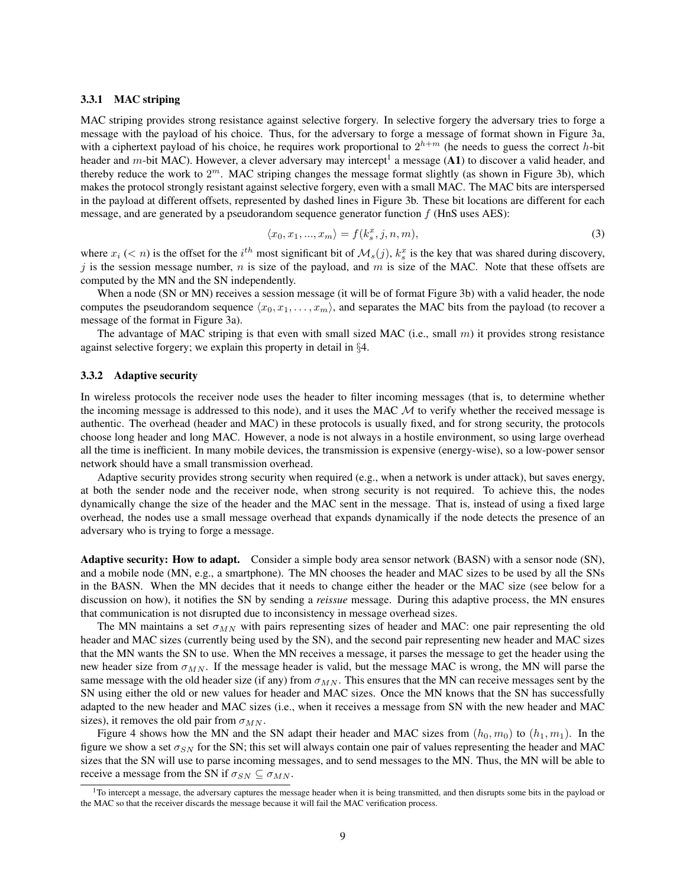### 3.3.1 MAC striping

MAC striping provides strong resistance against selective forgery. In selective forgery the adversary tries to forge a message with the payload of his choice. Thus, for the adversary to forge a message of format shown in Figure 3a, with a ciphertext payload of his choice, he requires work proportional to $2^{h+m}$ (he needs to guess the correct $h$-bit header and $m$-bit MAC). However, a clever adversary may intercept[1] a message (**A1**) to discover a valid header, and thereby reduce the work to $2^m$. MAC striping changes the message format slightly (as shown in Figure 3b), which makes the protocol strongly resistant against selective forgery, even with a small MAC. The MAC bits are interspersed in the payload at different offsets, represented by dashed lines in Figure 3b. These bit locations are different for each message, and are generated by a pseudorandom sequence generator function $f$ (HnS uses AES):

$$\langle x_0, x_1, ..., x_m \rangle = f(k_s^x, j, n, m), \tag{3}$$

where $x_i$ ($< n$) is the offset for the $i^{th}$ most significant bit of $\mathcal{M}_s(j)$, $k_s^x$ is the key that was shared during discovery, $j$ is the session message number, $n$ is size of the payload, and $m$ is size of the MAC. Note that these offsets are computed by the MN and the SN independently.

When a node (SN or MN) receives a session message (it will be of format Figure 3b) with a valid header, the node computes the pseudorandom sequence $\langle x_0, x_1, \ldots, x_m \rangle$, and separates the MAC bits from the payload (to recover a message of the format in Figure 3a).

The advantage of MAC striping is that even with small sized MAC (i.e., small $m$) it provides strong resistance against selective forgery; we explain this property in detail in §4.

### 3.3.2 Adaptive security

In wireless protocols the receiver node uses the header to filter incoming messages (that is, to determine whether the incoming message is addressed to this node), and it uses the MAC $\mathcal{M}$ to verify whether the received message is authentic. The overhead (header and MAC) in these protocols is usually fixed, and for strong security, the protocols choose long header and long MAC. However, a node is not always in a hostile environment, so using large overhead all the time is inefficient. In many mobile devices, the transmission is expensive (energy-wise), so a low-power sensor network should have a small transmission overhead.

Adaptive security provides strong security when required (e.g., when a network is under attack), but saves energy, at both the sender node and the receiver node, when strong security is not required. To achieve this, the nodes dynamically change the size of the header and the MAC sent in the message. That is, instead of using a fixed large overhead, the nodes use a small message overhead that expands dynamically if the node detects the presence of an adversary who is trying to forge a message.

**Adaptive security: How to adapt.** Consider a simple body area sensor network (BASN) with a sensor node (SN), and a mobile node (MN, e.g., a smartphone). The MN chooses the header and MAC sizes to be used by all the SNs in the BASN. When the MN decides that it needs to change either the header or the MAC size (see below for a discussion on how), it notifies the SN by sending a *reissue* message. During this adaptive process, the MN ensures that communication is not disrupted due to inconsistency in message overhead sizes.

The MN maintains a set $\sigma_{MN}$ with pairs representing sizes of header and MAC: one pair representing the old header and MAC sizes (currently being used by the SN), and the second pair representing new header and MAC sizes that the MN wants the SN to use. When the MN receives a message, it parses the message to get the header using the new header size from $\sigma_{MN}$. If the message header is valid, but the message MAC is wrong, the MN will parse the same message with the old header size (if any) from $\sigma_{MN}$. This ensures that the MN can receive messages sent by the SN using either the old or new values for header and MAC sizes. Once the MN knows that the SN has successfully adapted to the new header and MAC sizes (i.e., when it receives a message from SN with the new header and MAC sizes), it removes the old pair from $\sigma_{MN}$.

Figure 4 shows how the MN and the SN adapt their header and MAC sizes from $(h_0, m_0)$ to $(h_1, m_1)$. In the figure we show a set $\sigma_{SN}$ for the SN; this set will always contain one pair of values representing the header and MAC sizes that the SN will use to parse incoming messages, and to send messages to the MN. Thus, the MN will be able to receive a message from the SN if $\sigma_{SN} \subseteq \sigma_{MN}$.

[1] To intercept a message, the adversary captures the message header when it is being transmitted, and then disrupts some bits in the payload or the MAC so that the receiver discards the message because it will fail the MAC verification process.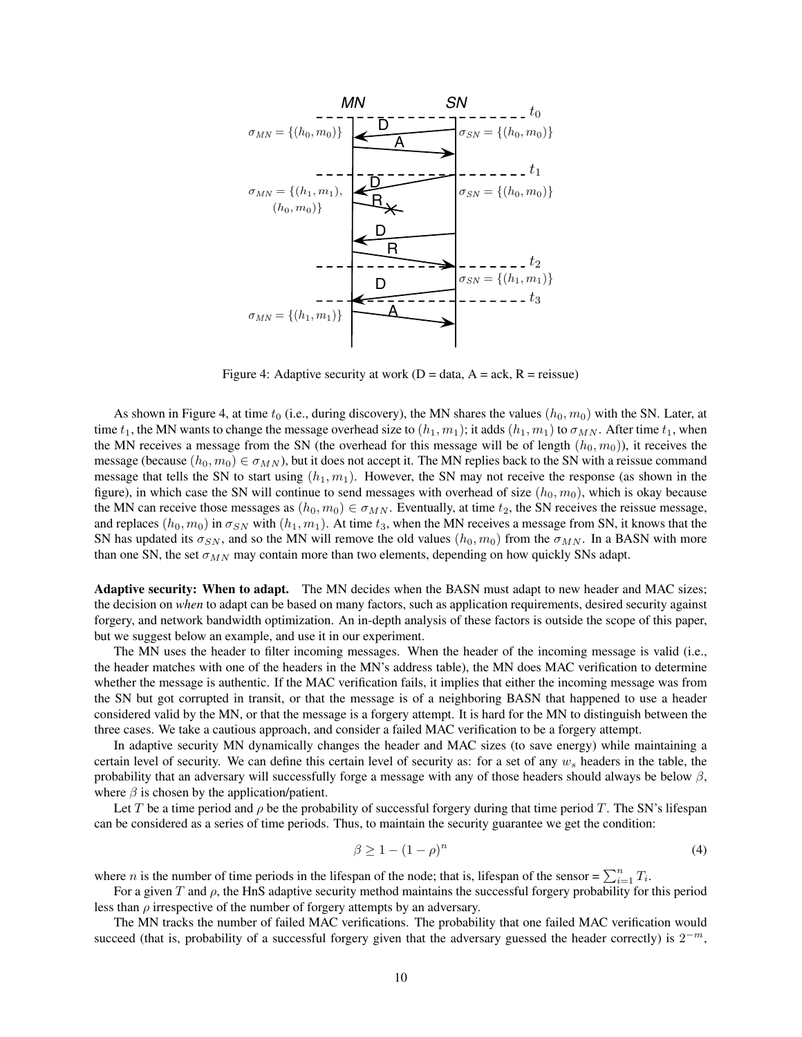Figure 4: Adaptive security at work (D = data, A = ack, R = reissue)

As shown in Figure 4, at time $t_0$ (i.e., during discovery), the MN shares the values $(h_0, m_0)$ with the SN. Later, at time $t_1$, the MN wants to change the message overhead size to $(h_1, m_1)$; it adds $(h_1, m_1)$ to $\sigma_{MN}$. After time $t_1$, when the MN receives a message from the SN (the overhead for this message will be of length $(h_0, m_0)$), it receives the message (because $(h_0, m_0) \in \sigma_{MN}$), but it does not accept it. The MN replies back to the SN with a reissue command message that tells the SN to start using $(h_1, m_1)$. However, the SN may not receive the response (as shown in the figure), in which case the SN will continue to send messages with overhead of size $(h_0, m_0)$, which is okay because the MN can receive those messages as $(h_0, m_0) \in \sigma_{MN}$. Eventually, at time $t_2$, the SN receives the reissue message, and replaces $(h_0, m_0)$ in $\sigma_{SN}$ with $(h_1, m_1)$. At time $t_3$, when the MN receives a message from SN, it knows that the SN has updated its $\sigma_{SN}$, and so the MN will remove the old values $(h_0, m_0)$ from the $\sigma_{MN}$. In a BASN with more than one SN, the set $\sigma_{MN}$ may contain more than two elements, depending on how quickly SNs adapt.

**Adaptive security: When to adapt.** The MN decides when the BASN must adapt to new header and MAC sizes; the decision on *when* to adapt can be based on many factors, such as application requirements, desired security against forgery, and network bandwidth optimization. An in-depth analysis of these factors is outside the scope of this paper, but we suggest below an example, and use it in our experiment.

The MN uses the header to filter incoming messages. When the header of the incoming message is valid (i.e., the header matches with one of the headers in the MN's address table), the MN does MAC verification to determine whether the message is authentic. If the MAC verification fails, it implies that either the incoming message was from the SN but got corrupted in transit, or that the message is of a neighboring BASN that happened to use a header considered valid by the MN, or that the message is a forgery attempt. It is hard for the MN to distinguish between the three cases. We take a cautious approach, and consider a failed MAC verification to be a forgery attempt.

In adaptive security MN dynamically changes the header and MAC sizes (to save energy) while maintaining a certain level of security. We can define this certain level of security as: for a set of any $w_s$ headers in the table, the probability that an adversary will successfully forge a message with any of those headers should always be below $\beta$, where $\beta$ is chosen by the application/patient.

Let $T$ be a time period and $\rho$ be the probability of successful forgery during that time period $T$. The SN's lifespan can be considered as a series of time periods. Thus, to maintain the security guarantee we get the condition:

$$\beta \geq 1 - (1 - \rho)^n \tag{4}$$

where $n$ is the number of time periods in the lifespan of the node; that is, lifespan of the sensor = $\sum_{i=1}^{n} T_i$.

For a given $T$ and $\rho$, the HnS adaptive security method maintains the successful forgery probability for this period less than $\rho$ irrespective of the number of forgery attempts by an adversary.

The MN tracks the number of failed MAC verifications. The probability that one failed MAC verification would succeed (that is, probability of a successful forgery given that the adversary guessed the header correctly) is $2^{-m}$,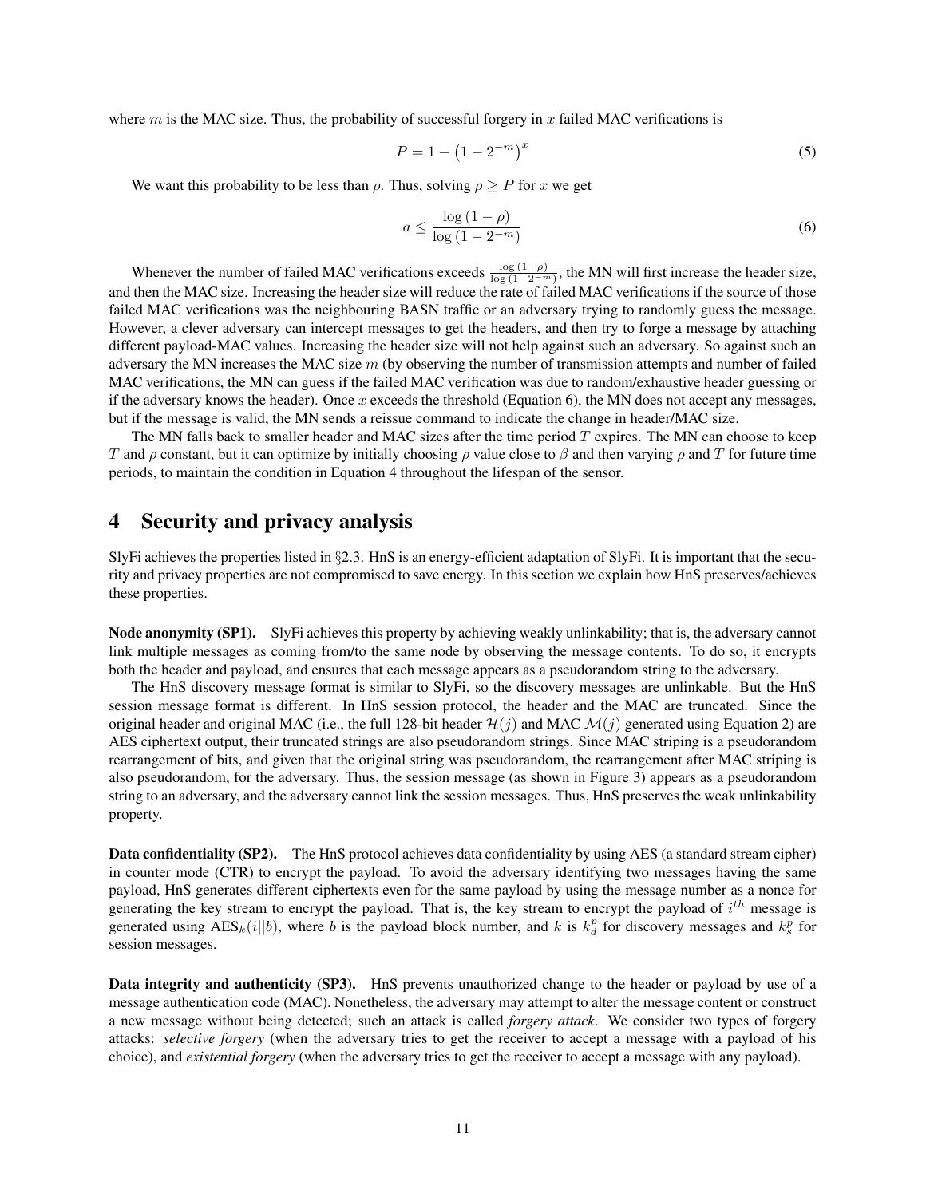where $m$ is the MAC size. Thus, the probability of successful forgery in $x$ failed MAC verifications is

$$P = 1 - \left(1 - 2^{-m}\right)^{x} \tag{5}$$

We want this probability to be less than $\rho$. Thus, solving $\rho \geq P$ for $x$ we get

$$a \leq \frac{\log\left(1-\rho\right)}{\log\left(1-2^{-m}\right)} \tag{6}$$

Whenever the number of failed MAC verifications exceeds $\frac{\log(1-\rho)}{\log(1-2^{-m})}$, the MN will first increase the header size, and then the MAC size. Increasing the header size will reduce the rate of failed MAC verifications if the source of those failed MAC verifications was the neighbouring BASN traffic or an adversary trying to randomly guess the message. However, a clever adversary can intercept messages to get the headers, and then try to forge a message by attaching different payload-MAC values. Increasing the header size will not help against such an adversary. So against such an adversary the MN increases the MAC size $m$ (by observing the number of transmission attempts and number of failed MAC verifications, the MN can guess if the failed MAC verification was due to random/exhaustive header guessing or if the adversary knows the header). Once $x$ exceeds the threshold (Equation 6), the MN does not accept any messages, but if the message is valid, the MN sends a reissue command to indicate the change in header/MAC size.

The MN falls back to smaller header and MAC sizes after the time period $T$ expires. The MN can choose to keep $T$ and $\rho$ constant, but it can optimize by initially choosing $\rho$ value close to $\beta$ and then varying $\rho$ and $T$ for future time periods, to maintain the condition in Equation 4 throughout the lifespan of the sensor.

# 4 Security and privacy analysis

SlyFi achieves the properties listed in §2.3. HnS is an energy-efficient adaptation of SlyFi. It is important that the security and privacy properties are not compromised to save energy. In this section we explain how HnS preserves/achieves these properties.

**Node anonymity (SP1).** SlyFi achieves this property by achieving weakly unlinkability; that is, the adversary cannot link multiple messages as coming from/to the same node by observing the message contents. To do so, it encrypts both the header and payload, and ensures that each message appears as a pseudorandom string to the adversary.

The HnS discovery message format is similar to SlyFi, so the discovery messages are unlinkable. But the HnS session message format is different. In HnS session protocol, the header and the MAC are truncated. Since the original header and original MAC (i.e., the full 128-bit header $\mathcal{H}(j)$ and MAC $\mathcal{M}(j)$ generated using Equation 2) are AES ciphertext output, their truncated strings are also pseudorandom strings. Since MAC striping is a pseudorandom rearrangement of bits, and given that the original string was pseudorandom, the rearrangement after MAC striping is also pseudorandom, for the adversary. Thus, the session message (as shown in Figure 3) appears as a pseudorandom string to an adversary, and the adversary cannot link the session messages. Thus, HnS preserves the weak unlinkability property.

**Data confidentiality (SP2).** The HnS protocol achieves data confidentiality by using AES (a standard stream cipher) in counter mode (CTR) to encrypt the payload. To avoid the adversary identifying two messages having the same payload, HnS generates different ciphertexts even for the same payload by using the message number as a nonce for generating the key stream to encrypt the payload. That is, the key stream to encrypt the payload of $i^{th}$ message is generated using $\text{AES}_k(i||b)$, where $b$ is the payload block number, and $k$ is $k_d^p$ for discovery messages and $k_s^p$ for session messages.

**Data integrity and authenticity (SP3).** HnS prevents unauthorized change to the header or payload by use of a message authentication code (MAC). Nonetheless, the adversary may attempt to alter the message content or construct a new message without being detected; such an attack is called *forgery attack*. We consider two types of forgery attacks: *selective forgery* (when the adversary tries to get the receiver to accept a message with a payload of his choice), and *existential forgery* (when the adversary tries to get the receiver to accept a message with any payload).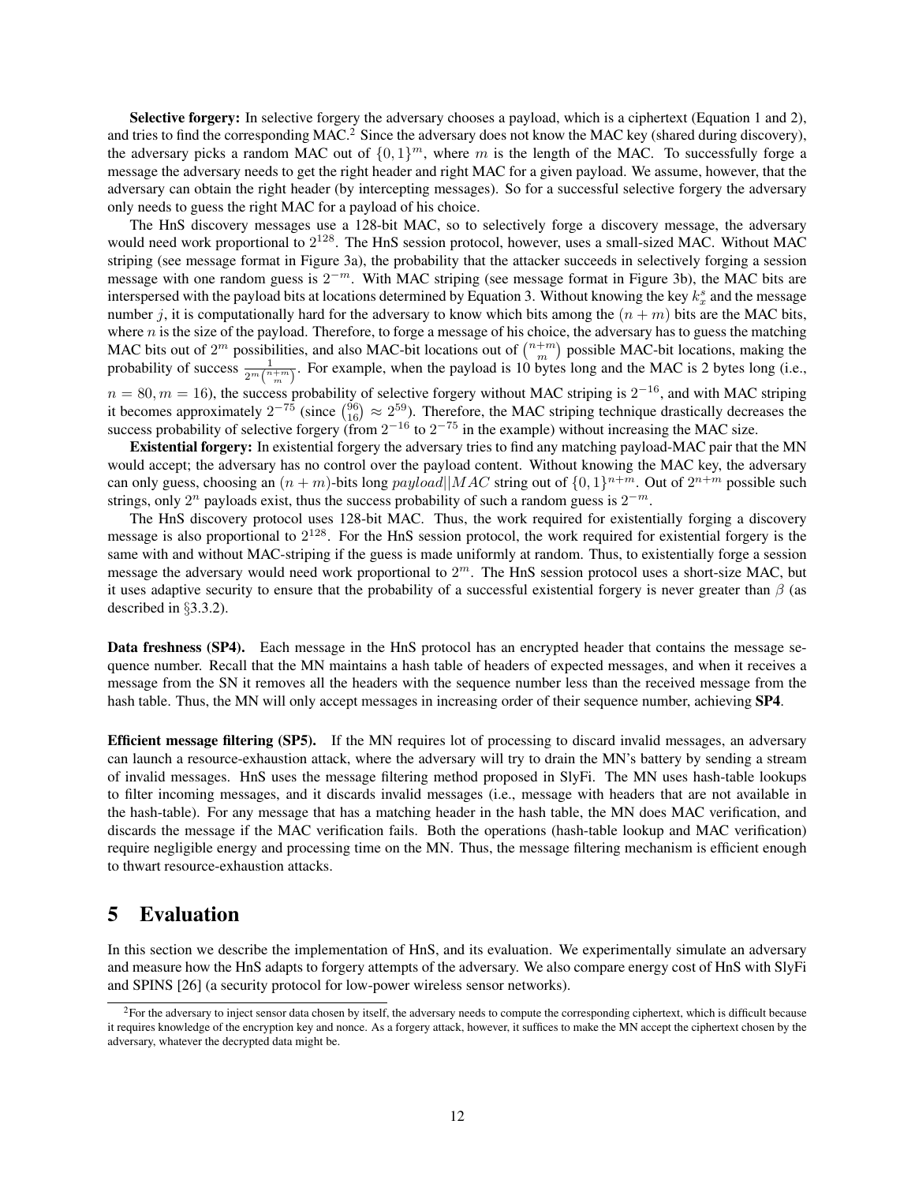**Selective forgery:** In selective forgery the adversary chooses a payload, which is a ciphertext (Equation 1 and 2), and tries to find the corresponding MAC.[2] Since the adversary does not know the MAC key (shared during discovery), the adversary picks a random MAC out of $\{0,1\}^m$, where $m$ is the length of the MAC. To successfully forge a message the adversary needs to get the right header and right MAC for a given payload. We assume, however, that the adversary can obtain the right header (by intercepting messages). So for a successful selective forgery the adversary only needs to guess the right MAC for a payload of his choice.

The HnS discovery messages use a 128-bit MAC, so to selectively forge a discovery message, the adversary would need work proportional to $2^{128}$. The HnS session protocol, however, uses a small-sized MAC. Without MAC striping (see message format in Figure 3a), the probability that the attacker succeeds in selectively forging a session message with one random guess is $2^{-m}$. With MAC striping (see message format in Figure 3b), the MAC bits are interspersed with the payload bits at locations determined by Equation 3. Without knowing the key $k_x^s$ and the message number $j$, it is computationally hard for the adversary to know which bits among the $(n+m)$ bits are the MAC bits, where $n$ is the size of the payload. Therefore, to forge a message of his choice, the adversary has to guess the matching MAC bits out of $2^m$ possibilities, and also MAC-bit locations out of $\binom{n+m}{m}$ possible MAC-bit locations, making the probability of success $\frac{1}{2^m \binom{n+m}{m}}$. For example, when the payload is 10 bytes long and the MAC is 2 bytes long (i.e., $n = 80, m = 16$), the success probability of selective forgery without MAC striping is $2^{-16}$, and with MAC striping it becomes approximately $2^{-75}$ (since $\binom{96}{16} \approx 2^{59}$). Therefore, the MAC striping technique drastically decreases the success probability of selective forgery (from $2^{-16}$ to $2^{-75}$ in the example) without increasing the MAC size.

**Existential forgery:** In existential forgery the adversary tries to find any matching payload-MAC pair that the MN would accept; the adversary has no control over the payload content. Without knowing the MAC key, the adversary can only guess, choosing an $(n+m)$-bits long $payload||MAC$ string out of $\{0,1\}^{n+m}$. Out of $2^{n+m}$ possible such strings, only $2^n$ payloads exist, thus the success probability of such a random guess is $2^{-m}$.

The HnS discovery protocol uses 128-bit MAC. Thus, the work required for existentially forging a discovery message is also proportional to $2^{128}$. For the HnS session protocol, the work required for existential forgery is the same with and without MAC-striping if the guess is made uniformly at random. Thus, to existentially forge a session message the adversary would need work proportional to $2^m$. The HnS session protocol uses a short-size MAC, but it uses adaptive security to ensure that the probability of a successful existential forgery is never greater than $\beta$ (as described in §3.3.2).

**Data freshness (SP4).** Each message in the HnS protocol has an encrypted header that contains the message sequence number. Recall that the MN maintains a hash table of headers of expected messages, and when it receives a message from the SN it removes all the headers with the sequence number less than the received message from the hash table. Thus, the MN will only accept messages in increasing order of their sequence number, achieving **SP4**.

**Efficient message filtering (SP5).** If the MN requires lot of processing to discard invalid messages, an adversary can launch a resource-exhaustion attack, where the adversary will try to drain the MN's battery by sending a stream of invalid messages. HnS uses the message filtering method proposed in SlyFi. The MN uses hash-table lookups to filter incoming messages, and it discards invalid messages (i.e., message with headers that are not available in the hash-table). For any message that has a matching header in the hash table, the MN does MAC verification, and discards the message if the MAC verification fails. Both the operations (hash-table lookup and MAC verification) require negligible energy and processing time on the MN. Thus, the message filtering mechanism is efficient enough to thwart resource-exhaustion attacks.

# 5 Evaluation

In this section we describe the implementation of HnS, and its evaluation. We experimentally simulate an adversary and measure how the HnS adapts to forgery attempts of the adversary. We also compare energy cost of HnS with SlyFi and SPINS [26] (a security protocol for low-power wireless sensor networks).

[2] For the adversary to inject sensor data chosen by itself, the adversary needs to compute the corresponding ciphertext, which is difficult because it requires knowledge of the encryption key and nonce. As a forgery attack, however, it suffices to make the MN accept the ciphertext chosen by the adversary, whatever the decrypted data might be.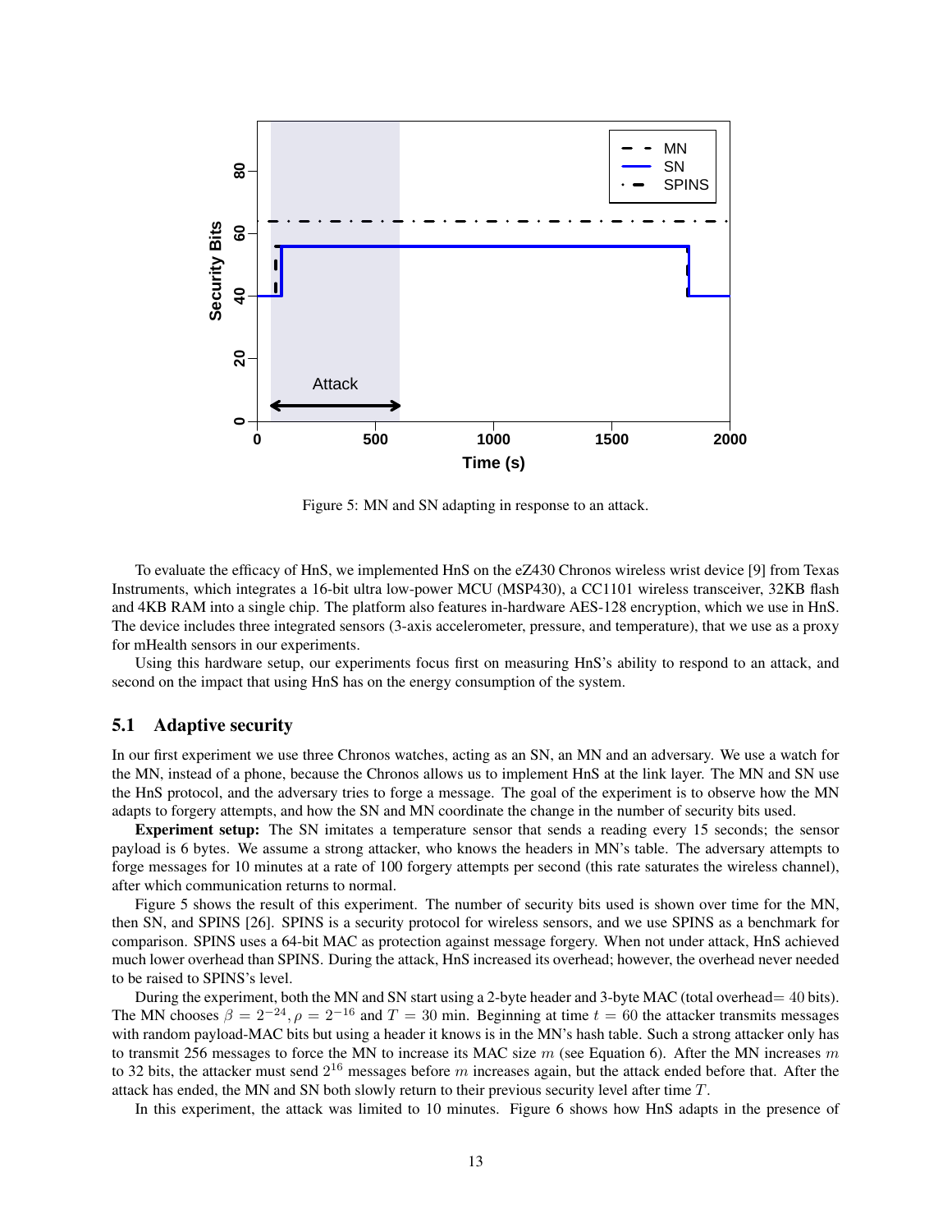Figure 5: MN and SN adapting in response to an attack.

To evaluate the efficacy of HnS, we implemented HnS on the eZ430 Chronos wireless wrist device [9] from Texas Instruments, which integrates a 16-bit ultra low-power MCU (MSP430), a CC1101 wireless transceiver, 32KB flash and 4KB RAM into a single chip. The platform also features in-hardware AES-128 encryption, which we use in HnS. The device includes three integrated sensors (3-axis accelerometer, pressure, and temperature), that we use as a proxy for mHealth sensors in our experiments.

Using this hardware setup, our experiments focus first on measuring HnS's ability to respond to an attack, and second on the impact that using HnS has on the energy consumption of the system.

## 5.1 Adaptive security

In our first experiment we use three Chronos watches, acting as an SN, an MN and an adversary. We use a watch for the MN, instead of a phone, because the Chronos allows us to implement HnS at the link layer. The MN and SN use the HnS protocol, and the adversary tries to forge a message. The goal of the experiment is to observe how the MN adapts to forgery attempts, and how the SN and MN coordinate the change in the number of security bits used.

**Experiment setup:** The SN imitates a temperature sensor that sends a reading every 15 seconds; the sensor payload is 6 bytes. We assume a strong attacker, who knows the headers in MN's table. The adversary attempts to forge messages for 10 minutes at a rate of 100 forgery attempts per second (this rate saturates the wireless channel), after which communication returns to normal.

Figure 5 shows the result of this experiment. The number of security bits used is shown over time for the MN, then SN, and SPINS [26]. SPINS is a security protocol for wireless sensors, and we use SPINS as a benchmark for comparison. SPINS uses a 64-bit MAC as protection against message forgery. When not under attack, HnS achieved much lower overhead than SPINS. During the attack, HnS increased its overhead; however, the overhead never needed to be raised to SPINS's level.

During the experiment, both the MN and SN start using a 2-byte header and 3-byte MAC (total overhead$= 40$ bits). The MN chooses $\beta = 2^{-24}, \rho = 2^{-16}$ and $T = 30$ min. Beginning at time $t = 60$ the attacker transmits messages with random payload-MAC bits but using a header it knows is in the MN's hash table. Such a strong attacker only has to transmit 256 messages to force the MN to increase its MAC size $m$ (see Equation 6). After the MN increases $m$ to 32 bits, the attacker must send $2^{16}$ messages before $m$ increases again, but the attack ended before that. After the attack has ended, the MN and SN both slowly return to their previous security level after time $T$.

In this experiment, the attack was limited to 10 minutes. Figure 6 shows how HnS adapts in the presence of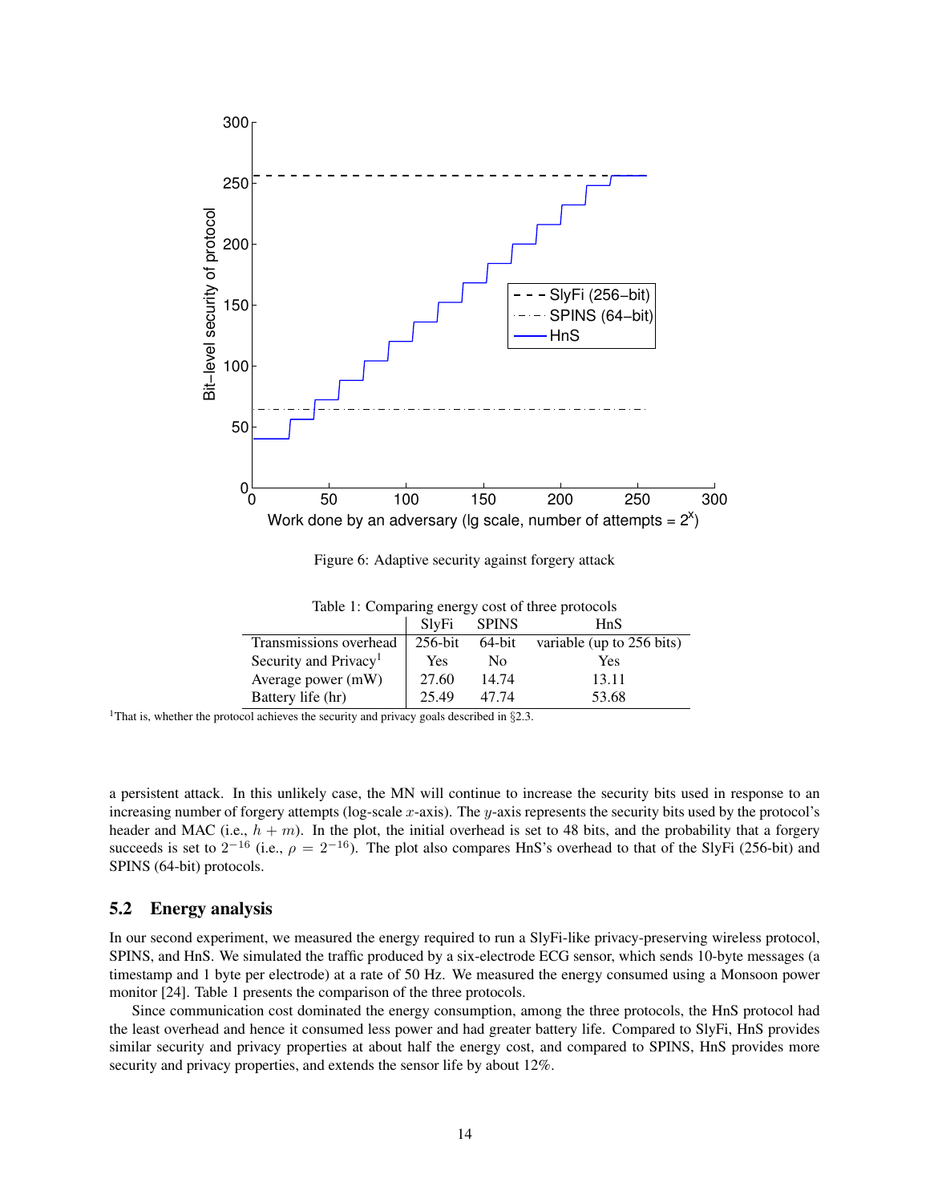Figure 6: Adaptive security against forgery attack

Table 1: Comparing energy cost of three protocols

| | SlyFi | SPINS | HnS |
|---|---|---|---|
| Transmissions overhead | 256-bit | 64-bit | variable (up to 256 bits) |
| Security and Privacy[1] | Yes | No | Yes |
| Average power (mW) | 27.60 | 14.74 | 13.11 |
| Battery life (hr) | 25.49 | 47.74 | 53.68 |

[1]That is, whether the protocol achieves the security and privacy goals described in §2.3.

a persistent attack. In this unlikely case, the MN will continue to increase the security bits used in response to an increasing number of forgery attempts (log-scale $x$-axis). The $y$-axis represents the security bits used by the protocol's header and MAC (i.e., $h + m$). In the plot, the initial overhead is set to 48 bits, and the probability that a forgery succeeds is set to $2^{-16}$ (i.e., $\rho = 2^{-16}$). The plot also compares HnS's overhead to that of the SlyFi (256-bit) and SPINS (64-bit) protocols.

## 5.2 Energy analysis

In our second experiment, we measured the energy required to run a SlyFi-like privacy-preserving wireless protocol, SPINS, and HnS. We simulated the traffic produced by a six-electrode ECG sensor, which sends 10-byte messages (a timestamp and 1 byte per electrode) at a rate of 50 Hz. We measured the energy consumed using a Monsoon power monitor [24]. Table 1 presents the comparison of the three protocols.

Since communication cost dominated the energy consumption, among the three protocols, the HnS protocol had the least overhead and hence it consumed less power and had greater battery life. Compared to SlyFi, HnS provides similar security and privacy properties at about half the energy cost, and compared to SPINS, HnS provides more security and privacy properties, and extends the sensor life by about 12%.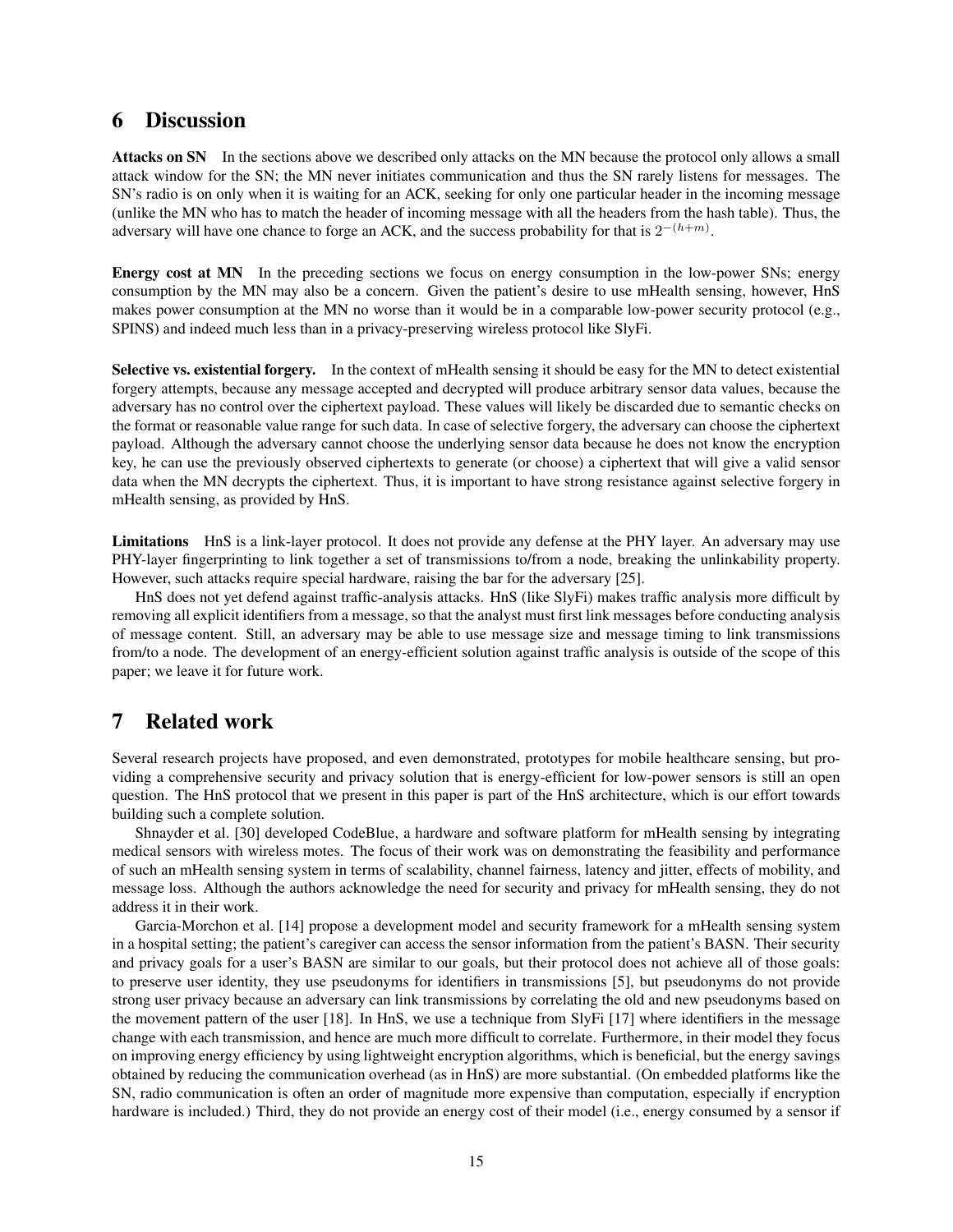## 6 Discussion

**Attacks on SN** In the sections above we described only attacks on the MN because the protocol only allows a small attack window for the SN; the MN never initiates communication and thus the SN rarely listens for messages. The SN's radio is on only when it is waiting for an ACK, seeking for only one particular header in the incoming message (unlike the MN who has to match the header of incoming message with all the headers from the hash table). Thus, the adversary will have one chance to forge an ACK, and the success probability for that is $2^{-(h+m)}$.

**Energy cost at MN** In the preceding sections we focus on energy consumption in the low-power SNs; energy consumption by the MN may also be a concern. Given the patient's desire to use mHealth sensing, however, HnS makes power consumption at the MN no worse than it would be in a comparable low-power security protocol (e.g., SPINS) and indeed much less than in a privacy-preserving wireless protocol like SlyFi.

**Selective vs. existential forgery.** In the context of mHealth sensing it should be easy for the MN to detect existential forgery attempts, because any message accepted and decrypted will produce arbitrary sensor data values, because the adversary has no control over the ciphertext payload. These values will likely be discarded due to semantic checks on the format or reasonable value range for such data. In case of selective forgery, the adversary can choose the ciphertext payload. Although the adversary cannot choose the underlying sensor data because he does not know the encryption key, he can use the previously observed ciphertexts to generate (or choose) a ciphertext that will give a valid sensor data when the MN decrypts the ciphertext. Thus, it is important to have strong resistance against selective forgery in mHealth sensing, as provided by HnS.

**Limitations** HnS is a link-layer protocol. It does not provide any defense at the PHY layer. An adversary may use PHY-layer fingerprinting to link together a set of transmissions to/from a node, breaking the unlinkability property. However, such attacks require special hardware, raising the bar for the adversary [25].

HnS does not yet defend against traffic-analysis attacks. HnS (like SlyFi) makes traffic analysis more difficult by removing all explicit identifiers from a message, so that the analyst must first link messages before conducting analysis of message content. Still, an adversary may be able to use message size and message timing to link transmissions from/to a node. The development of an energy-efficient solution against traffic analysis is outside of the scope of this paper; we leave it for future work.

## 7 Related work

Several research projects have proposed, and even demonstrated, prototypes for mobile healthcare sensing, but providing a comprehensive security and privacy solution that is energy-efficient for low-power sensors is still an open question. The HnS protocol that we present in this paper is part of the HnS architecture, which is our effort towards building such a complete solution.

Shnayder et al. [30] developed CodeBlue, a hardware and software platform for mHealth sensing by integrating medical sensors with wireless motes. The focus of their work was on demonstrating the feasibility and performance of such an mHealth sensing system in terms of scalability, channel fairness, latency and jitter, effects of mobility, and message loss. Although the authors acknowledge the need for security and privacy for mHealth sensing, they do not address it in their work.

Garcia-Morchon et al. [14] propose a development model and security framework for a mHealth sensing system in a hospital setting; the patient's caregiver can access the sensor information from the patient's BASN. Their security and privacy goals for a user's BASN are similar to our goals, but their protocol does not achieve all of those goals: to preserve user identity, they use pseudonyms for identifiers in transmissions [5], but pseudonyms do not provide strong user privacy because an adversary can link transmissions by correlating the old and new pseudonyms based on the movement pattern of the user [18]. In HnS, we use a technique from SlyFi [17] where identifiers in the message change with each transmission, and hence are much more difficult to correlate. Furthermore, in their model they focus on improving energy efficiency by using lightweight encryption algorithms, which is beneficial, but the energy savings obtained by reducing the communication overhead (as in HnS) are more substantial. (On embedded platforms like the SN, radio communication is often an order of magnitude more expensive than computation, especially if encryption hardware is included.) Third, they do not provide an energy cost of their model (i.e., energy consumed by a sensor if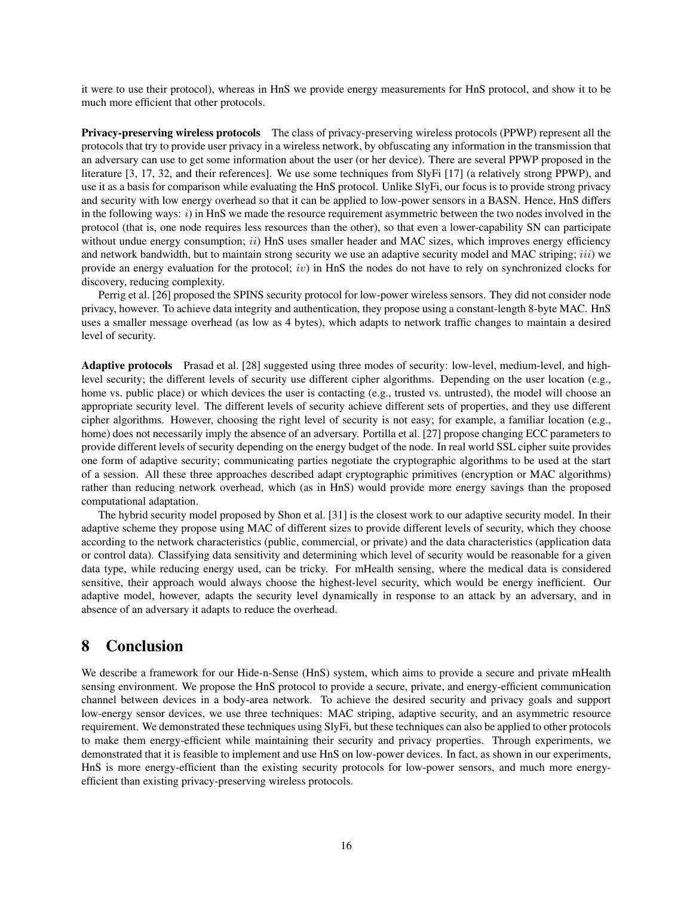it were to use their protocol), whereas in HnS we provide energy measurements for HnS protocol, and show it to be much more efficient that other protocols.

**Privacy-preserving wireless protocols** The class of privacy-preserving wireless protocols (PPWP) represent all the protocols that try to provide user privacy in a wireless network, by obfuscating any information in the transmission that an adversary can use to get some information about the user (or her device). There are several PPWP proposed in the literature [3, 17, 32, and their references]. We use some techniques from SlyFi [17] (a relatively strong PPWP), and use it as a basis for comparison while evaluating the HnS protocol. Unlike SlyFi, our focus is to provide strong privacy and security with low energy overhead so that it can be applied to low-power sensors in a BASN. Hence, HnS differs in the following ways: $i$) in HnS we made the resource requirement asymmetric between the two nodes involved in the protocol (that is, one node requires less resources than the other), so that even a lower-capability SN can participate without undue energy consumption; $ii$) HnS uses smaller header and MAC sizes, which improves energy efficiency and network bandwidth, but to maintain strong security we use an adaptive security model and MAC striping; $iii$) we provide an energy evaluation for the protocol; $iv$) in HnS the nodes do not have to rely on synchronized clocks for discovery, reducing complexity.

Perrig et al. [26] proposed the SPINS security protocol for low-power wireless sensors. They did not consider node privacy, however. To achieve data integrity and authentication, they propose using a constant-length 8-byte MAC. HnS uses a smaller message overhead (as low as 4 bytes), which adapts to network traffic changes to maintain a desired level of security.

**Adaptive protocols** Prasad et al. [28] suggested using three modes of security: low-level, medium-level, and high-level security; the different levels of security use different cipher algorithms. Depending on the user location (e.g., home vs. public place) or which devices the user is contacting (e.g., trusted vs. untrusted), the model will choose an appropriate security level. The different levels of security achieve different sets of properties, and they use different cipher algorithms. However, choosing the right level of security is not easy; for example, a familiar location (e.g., home) does not necessarily imply the absence of an adversary. Portilla et al. [27] propose changing ECC parameters to provide different levels of security depending on the energy budget of the node. In real world SSL cipher suite provides one form of adaptive security; communicating parties negotiate the cryptographic algorithms to be used at the start of a session. All these three approaches described adapt cryptographic primitives (encryption or MAC algorithms) rather than reducing network overhead, which (as in HnS) would provide more energy savings than the proposed computational adaptation.

The hybrid security model proposed by Shon et al. [31] is the closest work to our adaptive security model. In their adaptive scheme they propose using MAC of different sizes to provide different levels of security, which they choose according to the network characteristics (public, commercial, or private) and the data characteristics (application data or control data). Classifying data sensitivity and determining which level of security would be reasonable for a given data type, while reducing energy used, can be tricky. For mHealth sensing, where the medical data is considered sensitive, their approach would always choose the highest-level security, which would be energy inefficient. Our adaptive model, however, adapts the security level dynamically in response to an attack by an adversary, and in absence of an adversary it adapts to reduce the overhead.

# 8 Conclusion

We describe a framework for our Hide-n-Sense (HnS) system, which aims to provide a secure and private mHealth sensing environment. We propose the HnS protocol to provide a secure, private, and energy-efficient communication channel between devices in a body-area network. To achieve the desired security and privacy goals and support low-energy sensor devices, we use three techniques: MAC striping, adaptive security, and an asymmetric resource requirement. We demonstrated these techniques using SlyFi, but these techniques can also be applied to other protocols to make them energy-efficient while maintaining their security and privacy properties. Through experiments, we demonstrated that it is feasible to implement and use HnS on low-power devices. In fact, as shown in our experiments, HnS is more energy-efficient than the existing security protocols for low-power sensors, and much more energy-efficient than existing privacy-preserving wireless protocols.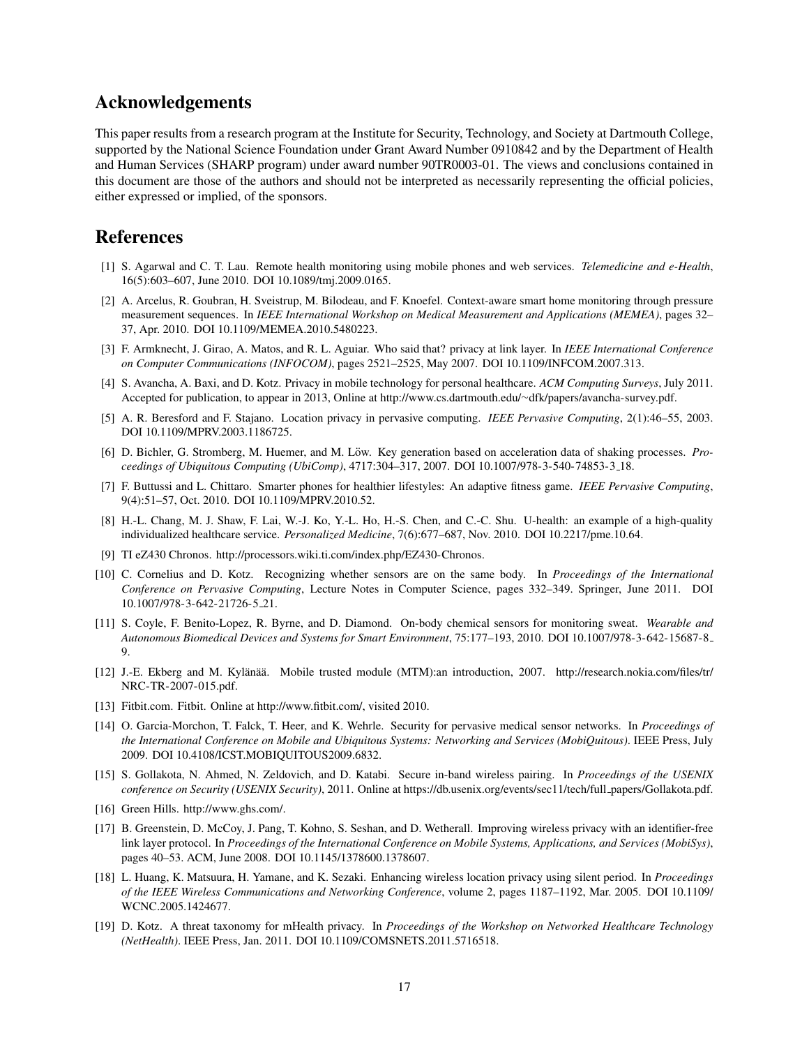## Acknowledgements

This paper results from a research program at the Institute for Security, Technology, and Society at Dartmouth College, supported by the National Science Foundation under Grant Award Number 0910842 and by the Department of Health and Human Services (SHARP program) under award number 90TR0003-01. The views and conclusions contained in this document are those of the authors and should not be interpreted as necessarily representing the official policies, either expressed or implied, of the sponsors.

## References

[1] S. Agarwal and C. T. Lau. Remote health monitoring using mobile phones and web services. *Telemedicine and e-Health*, 16(5):603–607, June 2010. DOI 10.1089/tmj.2009.0165.

[2] A. Arcelus, R. Goubran, H. Sveistrup, M. Bilodeau, and F. Knoefel. Context-aware smart home monitoring through pressure measurement sequences. In *IEEE International Workshop on Medical Measurement and Applications (MEMEA)*, pages 32–37, Apr. 2010. DOI 10.1109/MEMEA.2010.5480223.

[3] F. Armknecht, J. Girao, A. Matos, and R. L. Aguiar. Who said that? privacy at link layer. In *IEEE International Conference on Computer Communications (INFOCOM)*, pages 2521–2525, May 2007. DOI 10.1109/INFCOM.2007.313.

[4] S. Avancha, A. Baxi, and D. Kotz. Privacy in mobile technology for personal healthcare. *ACM Computing Surveys*, July 2011. Accepted for publication, to appear in 2013, Online at http://www.cs.dartmouth.edu/~dfk/papers/avancha-survey.pdf.

[5] A. R. Beresford and F. Stajano. Location privacy in pervasive computing. *IEEE Pervasive Computing*, 2(1):46–55, 2003. DOI 10.1109/MPRV.2003.1186725.

[6] D. Bichler, G. Stromberg, M. Huemer, and M. Löw. Key generation based on acceleration data of shaking processes. *Proceedings of Ubiquitous Computing (UbiComp)*, 4717:304–317, 2007. DOI 10.1007/978-3-540-74853-3_18.

[7] F. Buttussi and L. Chittaro. Smarter phones for healthier lifestyles: An adaptive fitness game. *IEEE Pervasive Computing*, 9(4):51–57, Oct. 2010. DOI 10.1109/MPRV.2010.52.

[8] H.-L. Chang, M. J. Shaw, F. Lai, W.-J. Ko, Y.-L. Ho, H.-S. Chen, and C.-C. Shu. U-health: an example of a high-quality individualized healthcare service. *Personalized Medicine*, 7(6):677–687, Nov. 2010. DOI 10.2217/pme.10.64.

[9] TI eZ430 Chronos. http://processors.wiki.ti.com/index.php/EZ430-Chronos.

[10] C. Cornelius and D. Kotz. Recognizing whether sensors are on the same body. In *Proceedings of the International Conference on Pervasive Computing*, Lecture Notes in Computer Science, pages 332–349. Springer, June 2011. DOI 10.1007/978-3-642-21726-5_21.

[11] S. Coyle, F. Benito-Lopez, R. Byrne, and D. Diamond. On-body chemical sensors for monitoring sweat. *Wearable and Autonomous Biomedical Devices and Systems for Smart Environment*, 75:177–193, 2010. DOI 10.1007/978-3-642-15687-8_9.

[12] J.-E. Ekberg and M. Kylänää. Mobile trusted module (MTM):an introduction, 2007. http://research.nokia.com/files/tr/NRC-TR-2007-015.pdf.

[13] Fitbit.com. Fitbit. Online at http://www.fitbit.com/, visited 2010.

[14] O. Garcia-Morchon, T. Falck, T. Heer, and K. Wehrle. Security for pervasive medical sensor networks. In *Proceedings of the International Conference on Mobile and Ubiquitous Systems: Networking and Services (MobiQuitous)*. IEEE Press, July 2009. DOI 10.4108/ICST.MOBIQUITOUS2009.6832.

[15] S. Gollakota, N. Ahmed, N. Zeldovich, and D. Katabi. Secure in-band wireless pairing. In *Proceedings of the USENIX conference on Security (USENIX Security)*, 2011. Online at https://db.usenix.org/events/sec11/tech/full_papers/Gollakota.pdf.

[16] Green Hills. http://www.ghs.com/.

[17] B. Greenstein, D. McCoy, J. Pang, T. Kohno, S. Seshan, and D. Wetherall. Improving wireless privacy with an identifier-free link layer protocol. In *Proceedings of the International Conference on Mobile Systems, Applications, and Services (MobiSys)*, pages 40–53. ACM, June 2008. DOI 10.1145/1378600.1378607.

[18] L. Huang, K. Matsuura, H. Yamane, and K. Sezaki. Enhancing wireless location privacy using silent period. In *Proceedings of the IEEE Wireless Communications and Networking Conference*, volume 2, pages 1187–1192, Mar. 2005. DOI 10.1109/WCNC.2005.1424677.

[19] D. Kotz. A threat taxonomy for mHealth privacy. In *Proceedings of the Workshop on Networked Healthcare Technology (NetHealth)*. IEEE Press, Jan. 2011. DOI 10.1109/COMSNETS.2011.5716518.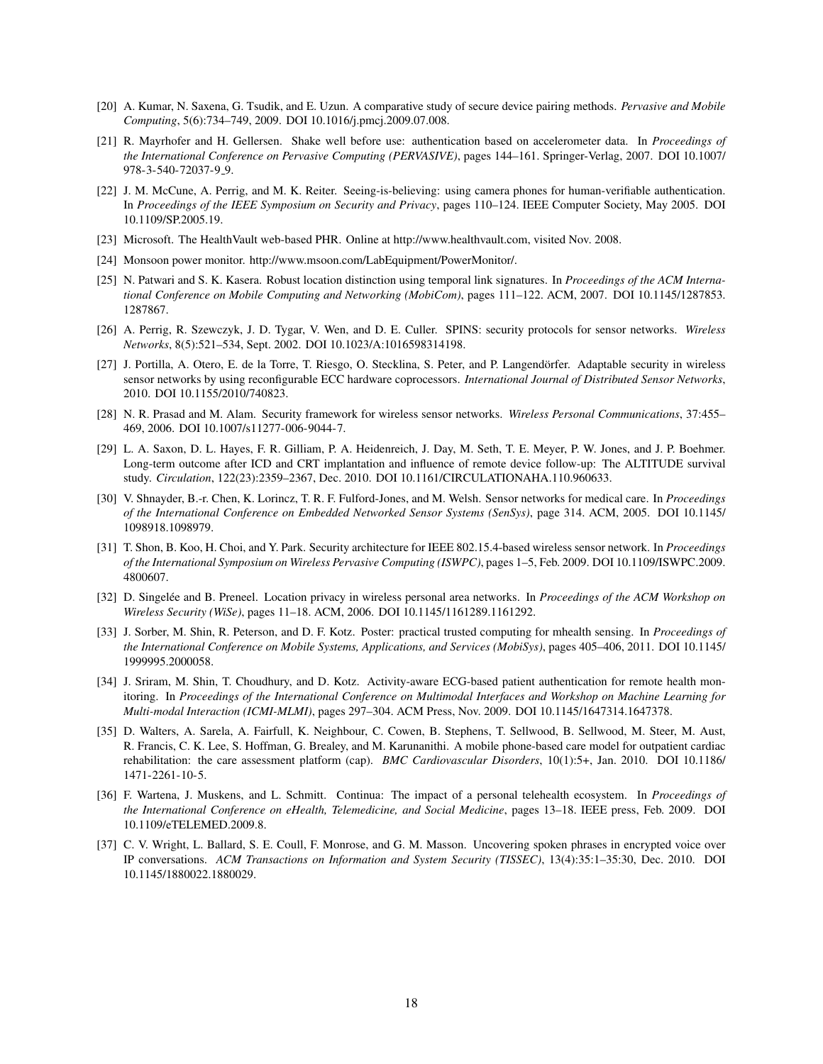[20] A. Kumar, N. Saxena, G. Tsudik, and E. Uzun. A comparative study of secure device pairing methods. *Pervasive and Mobile Computing*, 5(6):734–749, 2009. DOI 10.1016/j.pmcj.2009.07.008.

[21] R. Mayrhofer and H. Gellersen. Shake well before use: authentication based on accelerometer data. In *Proceedings of the International Conference on Pervasive Computing (PERVASIVE)*, pages 144–161. Springer-Verlag, 2007. DOI 10.1007/978-3-540-72037-9_9.

[22] J. M. McCune, A. Perrig, and M. K. Reiter. Seeing-is-believing: using camera phones for human-verifiable authentication. In *Proceedings of the IEEE Symposium on Security and Privacy*, pages 110–124. IEEE Computer Society, May 2005. DOI 10.1109/SP.2005.19.

[23] Microsoft. The HealthVault web-based PHR. Online at http://www.healthvault.com, visited Nov. 2008.

[24] Monsoon power monitor. http://www.msoon.com/LabEquipment/PowerMonitor/.

[25] N. Patwari and S. K. Kasera. Robust location distinction using temporal link signatures. In *Proceedings of the ACM International Conference on Mobile Computing and Networking (MobiCom)*, pages 111–122. ACM, 2007. DOI 10.1145/1287853.1287867.

[26] A. Perrig, R. Szewczyk, J. D. Tygar, V. Wen, and D. E. Culler. SPINS: security protocols for sensor networks. *Wireless Networks*, 8(5):521–534, Sept. 2002. DOI 10.1023/A:1016598314198.

[27] J. Portilla, A. Otero, E. de la Torre, T. Riesgo, O. Stecklina, S. Peter, and P. Langendörfer. Adaptable security in wireless sensor networks by using reconfigurable ECC hardware coprocessors. *International Journal of Distributed Sensor Networks*, 2010. DOI 10.1155/2010/740823.

[28] N. R. Prasad and M. Alam. Security framework for wireless sensor networks. *Wireless Personal Communications*, 37:455–469, 2006. DOI 10.1007/s11277-006-9044-7.

[29] L. A. Saxon, D. L. Hayes, F. R. Gilliam, P. A. Heidenreich, J. Day, M. Seth, T. E. Meyer, P. W. Jones, and J. P. Boehmer. Long-term outcome after ICD and CRT implantation and influence of remote device follow-up: The ALTITUDE survival study. *Circulation*, 122(23):2359–2367, Dec. 2010. DOI 10.1161/CIRCULATIONAHA.110.960633.

[30] V. Shnayder, B.-r. Chen, K. Lorincz, T. R. F. Fulford-Jones, and M. Welsh. Sensor networks for medical care. In *Proceedings of the International Conference on Embedded Networked Sensor Systems (SenSys)*, page 314. ACM, 2005. DOI 10.1145/1098918.1098979.

[31] T. Shon, B. Koo, H. Choi, and Y. Park. Security architecture for IEEE 802.15.4-based wireless sensor network. In *Proceedings of the International Symposium on Wireless Pervasive Computing (ISWPC)*, pages 1–5, Feb. 2009. DOI 10.1109/ISWPC.2009.4800607.

[32] D. Singelée and B. Preneel. Location privacy in wireless personal area networks. In *Proceedings of the ACM Workshop on Wireless Security (WiSe)*, pages 11–18. ACM, 2006. DOI 10.1145/1161289.1161292.

[33] J. Sorber, M. Shin, R. Peterson, and D. F. Kotz. Poster: practical trusted computing for mhealth sensing. In *Proceedings of the International Conference on Mobile Systems, Applications, and Services (MobiSys)*, pages 405–406, 2011. DOI 10.1145/1999995.2000058.

[34] J. Sriram, M. Shin, T. Choudhury, and D. Kotz. Activity-aware ECG-based patient authentication for remote health monitoring. In *Proceedings of the International Conference on Multimodal Interfaces and Workshop on Machine Learning for Multi-modal Interaction (ICMI-MLMI)*, pages 297–304. ACM Press, Nov. 2009. DOI 10.1145/1647314.1647378.

[35] D. Walters, A. Sarela, A. Fairfull, K. Neighbour, C. Cowen, B. Stephens, T. Sellwood, B. Sellwood, M. Steer, M. Aust, R. Francis, C. K. Lee, S. Hoffman, G. Brealey, and M. Karunanithi. A mobile phone-based care model for outpatient cardiac rehabilitation: the care assessment platform (cap). *BMC Cardiovascular Disorders*, 10(1):5+, Jan. 2010. DOI 10.1186/1471-2261-10-5.

[36] F. Wartena, J. Muskens, and L. Schmitt. Continua: The impact of a personal telehealth ecosystem. In *Proceedings of the International Conference on eHealth, Telemedicine, and Social Medicine*, pages 13–18. IEEE press, Feb. 2009. DOI 10.1109/eTELEMED.2009.8.

[37] C. V. Wright, L. Ballard, S. E. Coull, F. Monrose, and G. M. Masson. Uncovering spoken phrases in encrypted voice over IP conversations. *ACM Transactions on Information and System Security (TISSEC)*, 13(4):35:1–35:30, Dec. 2010. DOI 10.1145/1880022.1880029.